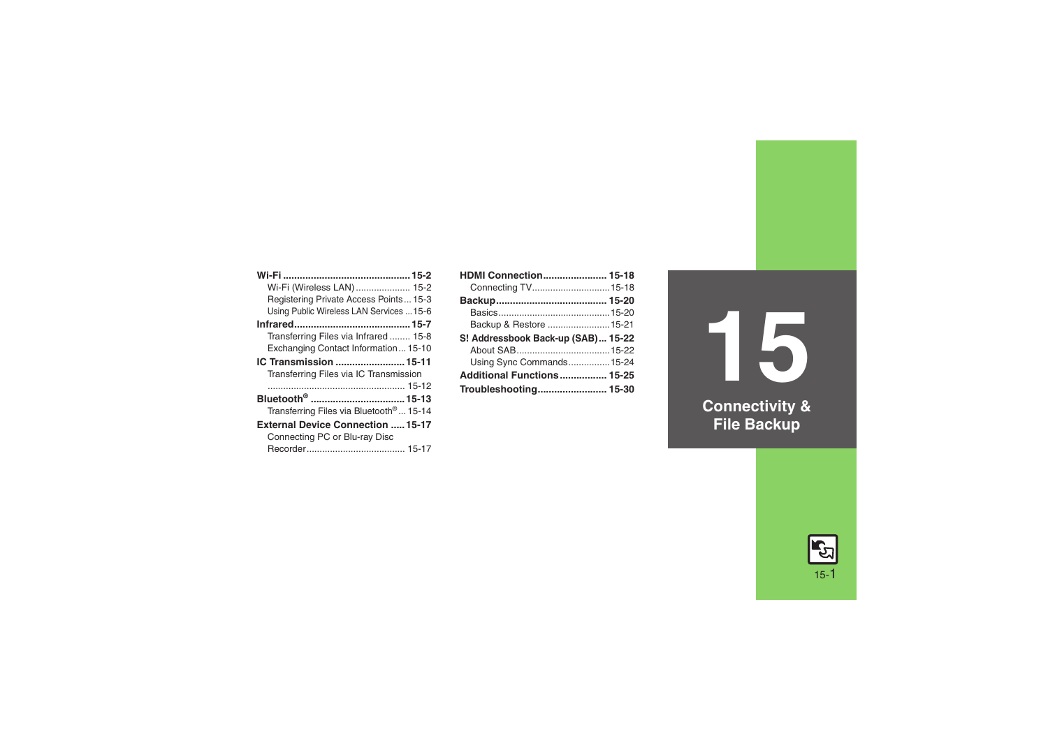# 15 Connectivity & File Backup

**Wi-Fi** .......... **15-2**
- Wi-Fi (Wireless LAN) .......... 15-2
- Registering Private Access Points .......... 15-3
- Using Public Wireless LAN Services .......... 15-6

**Infrared** .......... **15-7**
- Transferring Files via Infrared .......... 15-8
- Exchanging Contact Information .......... 15-10

**IC Transmission** .......... **15-11**
- Transferring Files via IC Transmission .......... 15-12

**Bluetooth®** .......... **15-13**
- Transferring Files via Bluetooth® .......... 15-14

**External Device Connection** .......... **15-17**
- Connecting PC or Blu-ray Disc Recorder .......... 15-17

**HDMI Connection** .......... **15-18**
- Connecting TV .......... 15-18

**Backup** .......... **15-20**
- Basics .......... 15-20
- Backup & Restore .......... 15-21

**S! Addressbook Back-up (SAB)** .......... **15-22**
- About SAB .......... 15-22
- Using Sync Commands .......... 15-24

**Additional Functions** .......... **15-25**

**Troubleshooting** .......... **15-30**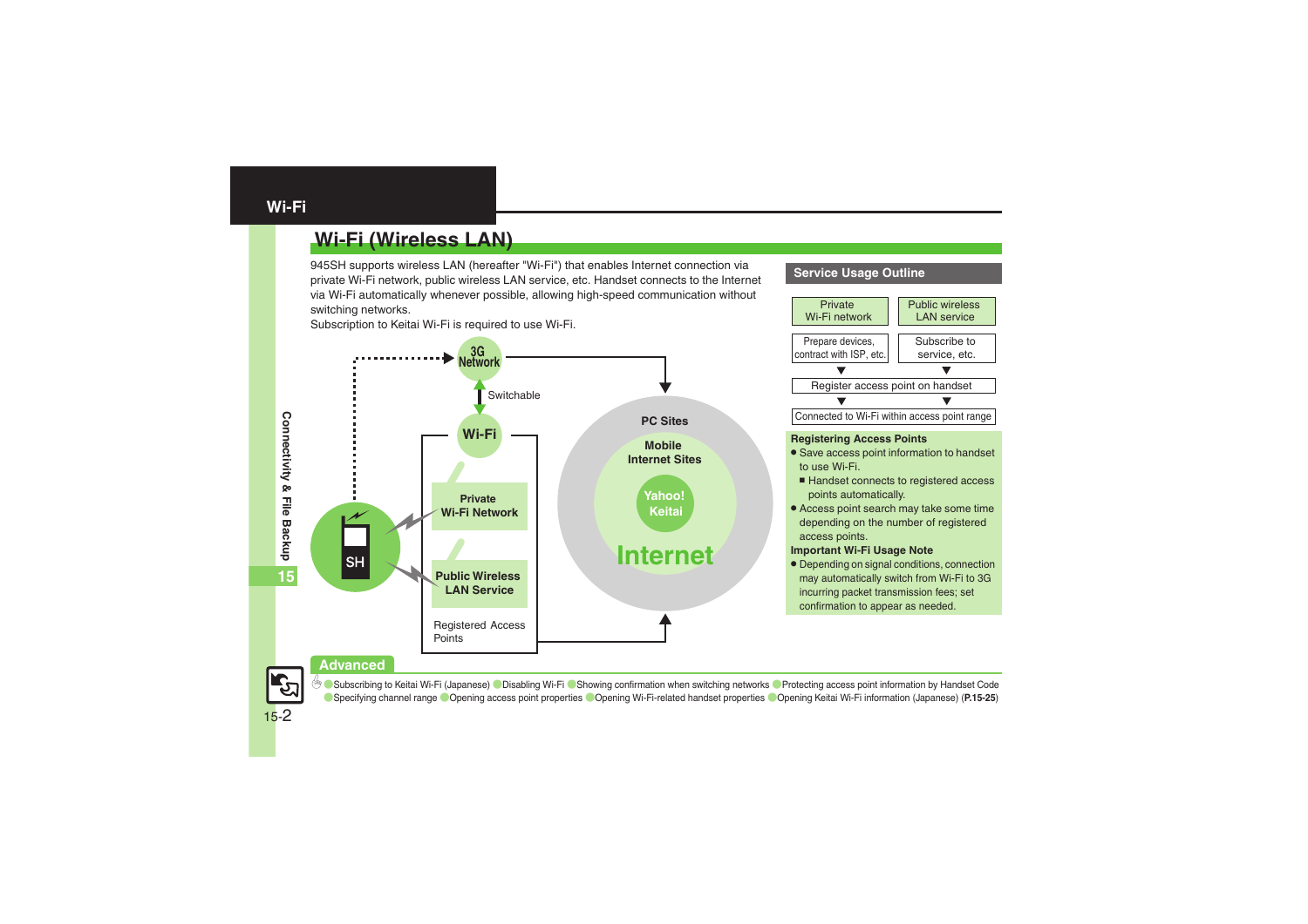## Wi-Fi (Wireless LAN)

945SH supports wireless LAN (hereafter "Wi-Fi") that enables Internet connection via private Wi-Fi network, public wireless LAN service, etc. Handset connects to the Internet via Wi-Fi automatically whenever possible, allowing high-speed communication without switching networks.
Subscription to Keitai Wi-Fi is required to use Wi-Fi.

3G Network

Switchable

Wi-Fi

Private Wi-Fi Network

Public Wireless LAN Service

Registered Access Points

SH

PC Sites

Mobile Internet Sites

Yahoo! Keitai

Internet

### Service Usage Outline

| Private Wi-Fi network | Public wireless LAN service |
|---|---|
| Prepare devices, contract with ISP, etc. | Subscribe to service, etc. |
| Register access point on handset | |
| Connected to Wi-Fi within access point range | |

**Registering Access Points**

- Save access point information to handset to use Wi-Fi.
  - Handset connects to registered access points automatically.
- Access point search may take some time depending on the number of registered access points.

**Important Wi-Fi Usage Note**

- Depending on signal conditions, connection may automatically switch from Wi-Fi to 3G incurring packet transmission fees; set confirmation to appear as needed.

### Advanced

Subscribing to Keitai Wi-Fi (Japanese) ● Disabling Wi-Fi ● Showing confirmation when switching networks ● Protecting access point information by Handset Code ● Specifying channel range ● Opening access point properties ● Opening Wi-Fi-related handset properties ● Opening Keitai Wi-Fi information (Japanese) (**P.15-25**)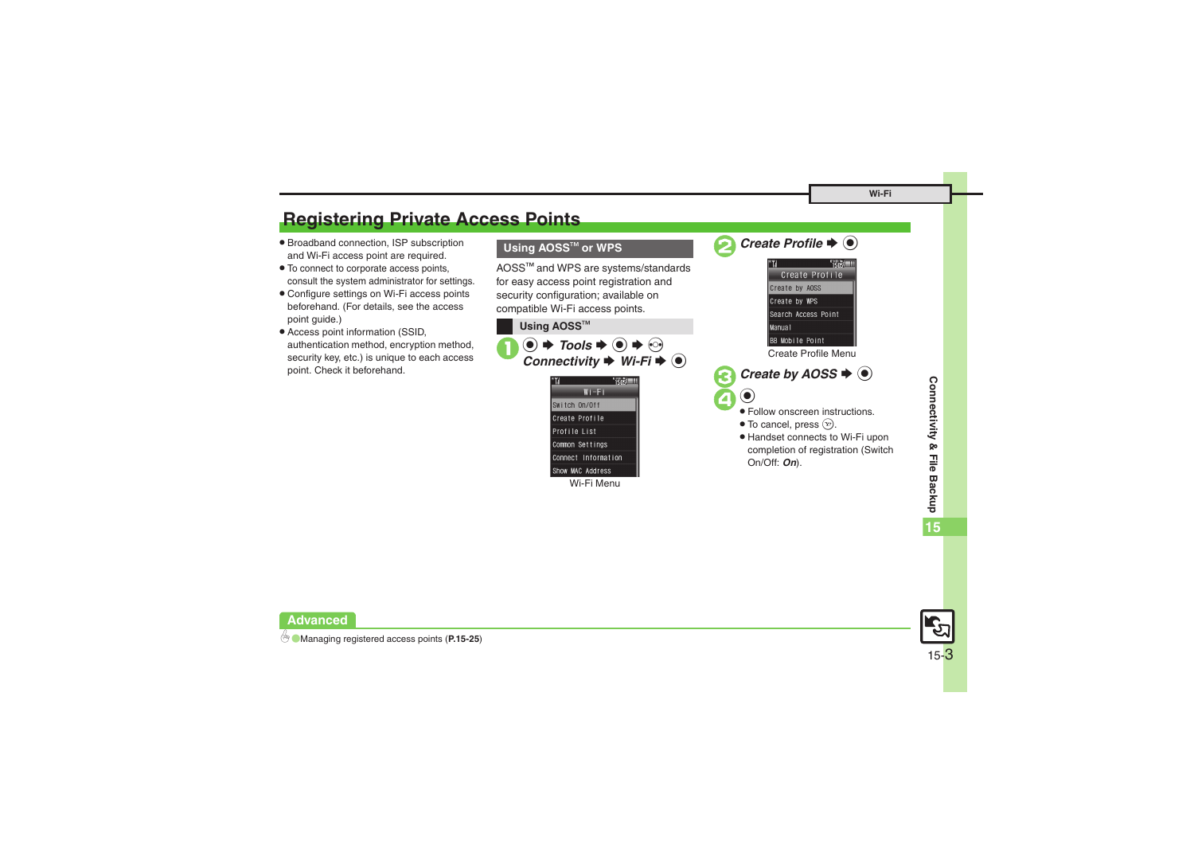## Registering Private Access Points

- Broadband connection, ISP subscription and Wi-Fi access point are required.
- To connect to corporate access points, consult the system administrator for settings.
- Configure settings on Wi-Fi access points beforehand. (For details, see the access point guide.)
- Access point information (SSID, authentication method, encryption method, security key, etc.) is unique to each access point. Check it beforehand.

### Using AOSS™ or WPS

AOSS™ and WPS are systems/standards for easy access point registration and security configuration; available on compatible Wi-Fi access points.

#### Using AOSS™

1. ● ➡ *Tools* ➡ ● ➡ ⊙ *Connectivity* ➡ *Wi-Fi* ➡ ●

Wi-Fi
Switch On/Off
Create Profile
Profile List
Common Settings
Connect Information
Show MAC Address

Wi-Fi Menu

2. *Create Profile* ➡ ●

Create Profile
Create by AOSS
Create by WPS
Search Access Point
Manual
BB Mobile Point

Create Profile Menu

3. *Create by AOSS* ➡ ●
4. ●
   - Follow onscreen instructions.
   - To cancel, press ⊙.
   - Handset connects to Wi-Fi upon completion of registration (Switch On/Off: ***On***).

**Advanced**

Managing registered access points (**P.15-25**)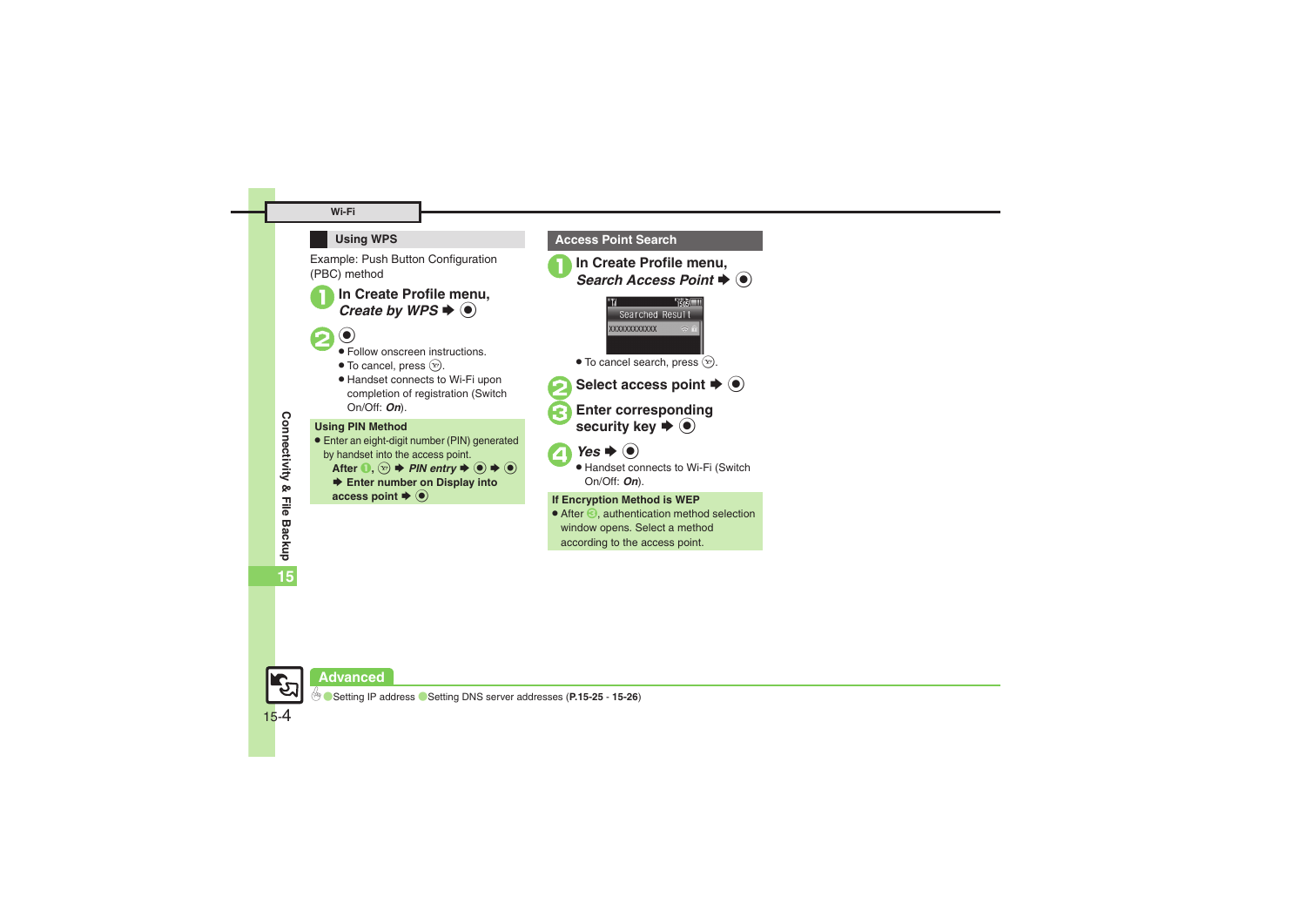## Wi-Fi

### Using WPS

Example: Push Button Configuration (PBC) method

1. **In Create Profile menu, *Create by WPS* ➡ ◉**

2. **◉**
   - Follow onscreen instructions.
   - To cancel, press ⓨ.
   - Handset connects to Wi-Fi upon completion of registration (Switch On/Off: ***On***).

**Using PIN Method**

- Enter an eight-digit number (PIN) generated by handset into the access point.
  **After 1, ⓨ ➡ *PIN entry* ➡ ◉ ➡ ◉ ➡ Enter number on Display into access point ➡ ◉**

### Access Point Search

1. **In Create Profile menu, *Search Access Point* ➡ ◉**

   Searched Result
   XXXXXXXXXXXX

   - To cancel search, press ⓨ.

2. **Select access point ➡ ◉**

3. **Enter corresponding security key ➡ ◉**

4. ***Yes* ➡ ◉**
   - Handset connects to Wi-Fi (Switch On/Off: ***On***).

**If Encryption Method is WEP**

- After 3, authentication method selection window opens. Select a method according to the access point.

Connectivity & File Backup

15

**Advanced**

●Setting IP address ●Setting DNS server addresses (**P.15-25** - **15-26**)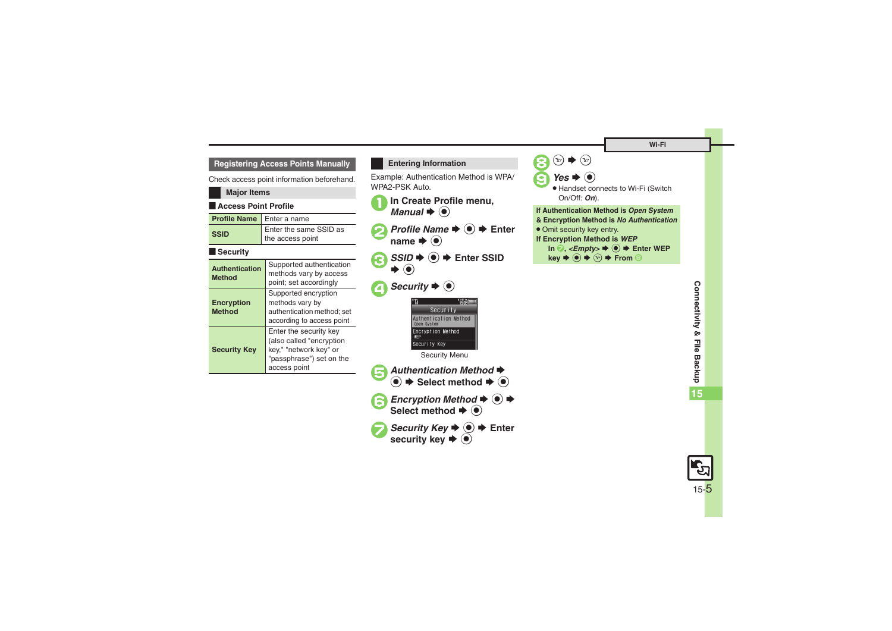## Registering Access Points Manually

Check access point information beforehand.

### Major Items

**Access Point Profile**

| | |
|---|---|
| **Profile Name** | Enter a name |
| **SSID** | Enter the same SSID as the access point |

**Security**

| | |
|---|---|
| **Authentication Method** | Supported authentication methods vary by access point; set accordingly |
| **Encryption Method** | Supported encryption methods vary by authentication method; set according to access point |
| **Security Key** | Enter the security key (also called "encryption key," "network key" or "passphrase") set on the access point |

### Entering Information

Example: Authentication Method is WPA/WPA2-PSK Auto.

1. **In Create Profile menu, *Manual* ➡ ●**
2. ***Profile Name* ➡ ● ➡ Enter name ➡ ●**
3. ***SSID* ➡ ● ➡ Enter SSID ➡ ●**
4. ***Security* ➡ ●**

   Security Menu

5. ***Authentication Method* ➡ ● ➡ Select method ➡ ●**
6. ***Encryption Method* ➡ ● ➡ Select method ➡ ●**
7. ***Security Key* ➡ ● ➡ Enter security key ➡ ●**
8. **Y! ➡ Y!**
9. ***Yes* ➡ ●**
   - Handset connects to Wi-Fi (Switch On/Off: ***On***).

**If Authentication Method is *Open System* & Encryption Method is *No Authentication***

- Omit security key entry.

**If Encryption Method is *WEP***

**In 7, *<Empty>* ➡ ● ➡ Enter WEP key ➡ ● ➡ Y! ➡ From 9**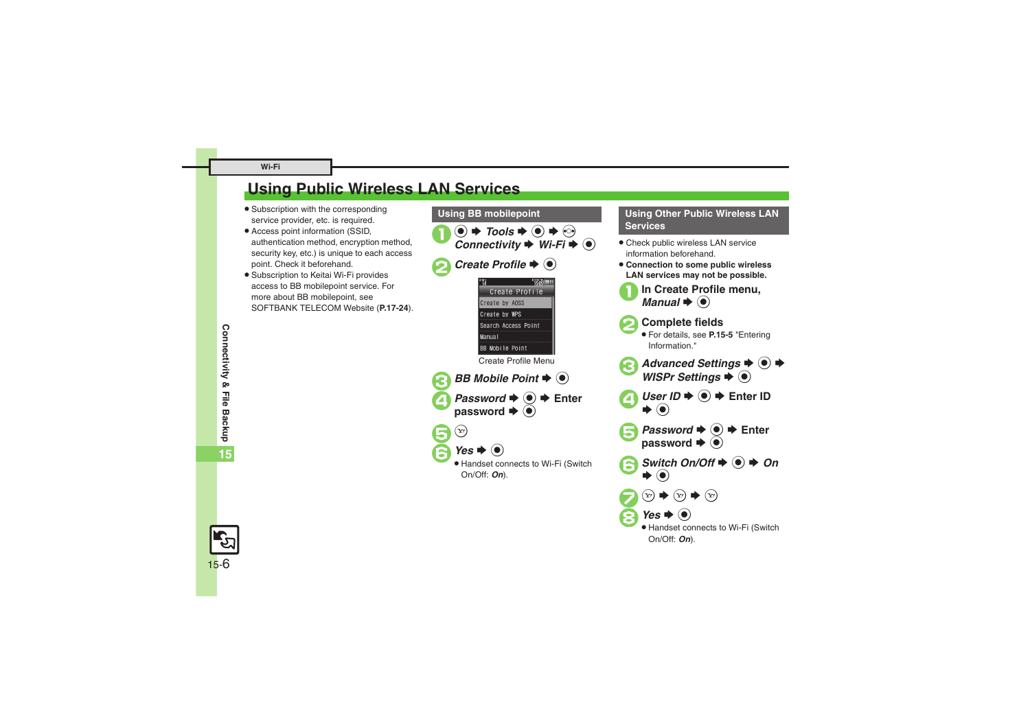## Using Public Wireless LAN Services

- Subscription with the corresponding service provider, etc. is required.
- Access point information (SSID, authentication method, encryption method, security key, etc.) is unique to each access point. Check it beforehand.
- Subscription to Keitai Wi-Fi provides access to BB mobilepoint service. For more about BB mobilepoint, see SOFTBANK TELECOM Website (**P.17-24**).

### Using BB mobilepoint

1. ● ➡ *Tools* ➡ ● ➡ ⊙ *Connectivity* ➡ *Wi-Fi* ➡ ●
2. *Create Profile* ➡ ●

   Create Profile
   - Create by AOSS
   - Create by WPS
   - Search Access Point
   - Manual
   - BB Mobile Point

   Create Profile Menu

3. *BB Mobile Point* ➡ ●
4. *Password* ➡ ● ➡ Enter password ➡ ●
5. ⓨ
6. *Yes* ➡ ●
   - Handset connects to Wi-Fi (Switch On/Off: ***On***).

### Using Other Public Wireless LAN Services

- Check public wireless LAN service information beforehand.
- **Connection to some public wireless LAN services may not be possible.**

1. In Create Profile menu, *Manual* ➡ ●
2. Complete fields
   - For details, see **P.15-5** "Entering Information."
3. *Advanced Settings* ➡ ● ➡ *WISPr Settings* ➡ ●
4. *User ID* ➡ ● ➡ Enter ID ➡ ●
5. *Password* ➡ ● ➡ Enter password ➡ ●
6. *Switch On/Off* ➡ ● ➡ *On* ➡ ●
7. ⓨ ➡ ⓨ ➡ ⓨ
8. *Yes* ➡ ●
   - Handset connects to Wi-Fi (Switch On/Off: ***On***).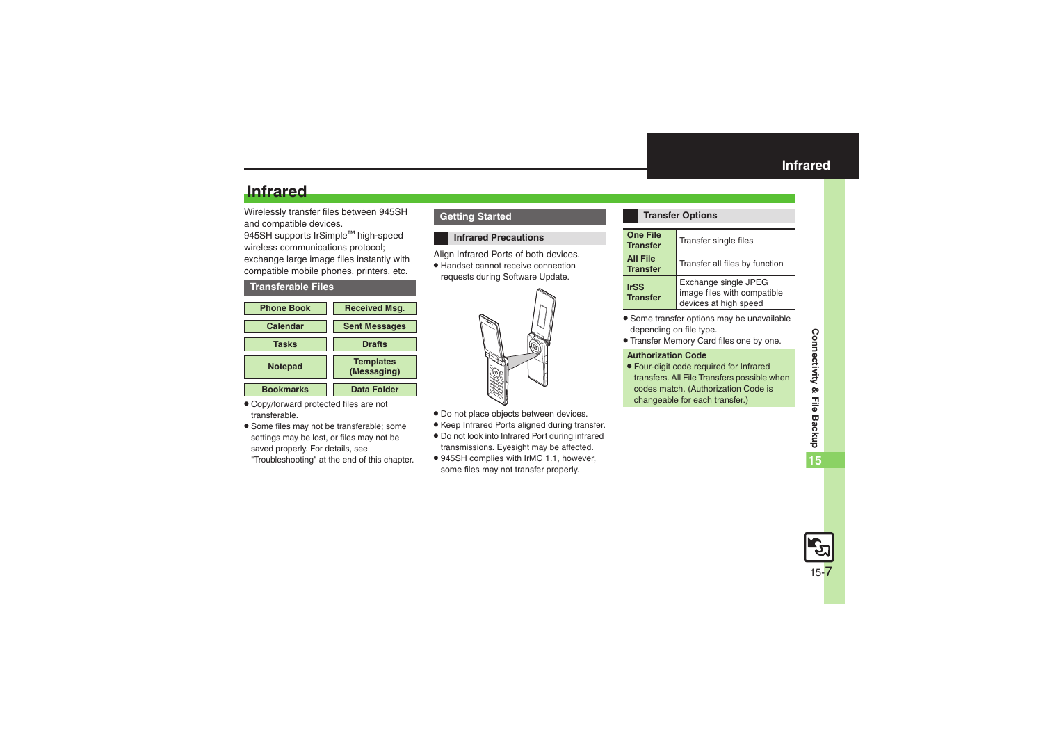# Infrared

Wirelessly transfer files between 945SH and compatible devices.
945SH supports IrSimple™ high-speed wireless communications protocol; exchange large image files instantly with compatible mobile phones, printers, etc.

## Transferable Files

| | |
|---|---|
| Phone Book | Received Msg. |
| Calendar | Sent Messages |
| Tasks | Drafts |
| Notepad | Templates (Messaging) |
| Bookmarks | Data Folder |

- Copy/forward protected files are not transferable.
- Some files may not be transferable; some settings may be lost, or files may not be saved properly. For details, see "Troubleshooting" at the end of this chapter.

## Getting Started

### Infrared Precautions

Align Infrared Ports of both devices.

- Handset cannot receive connection requests during Software Update.
- Do not place objects between devices.
- Keep Infrared Ports aligned during transfer.
- Do not look into Infrared Port during infrared transmissions. Eyesight may be affected.
- 945SH complies with IrMC 1.1, however, some files may not transfer properly.

### Transfer Options

| | |
|---|---|
| **One File Transfer** | Transfer single files |
| **All File Transfer** | Transfer all files by function |
| **IrSS Transfer** | Exchange single JPEG image files with compatible devices at high speed |

- Some transfer options may be unavailable depending on file type.
- Transfer Memory Card files one by one.

**Authorization Code**

- Four-digit code required for Infrared transfers. All File Transfers possible when codes match. (Authorization Code is changeable for each transfer.)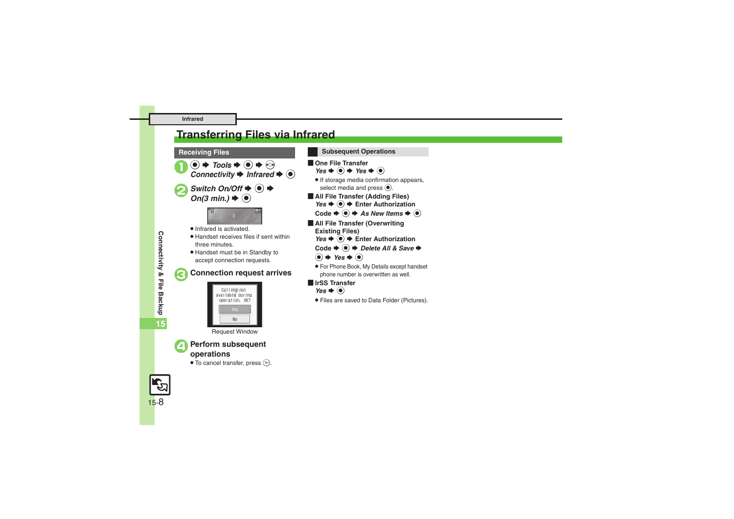# Transferring Files via Infrared

## Receiving Files

1. ● ➡ *Tools* ➡ ● ➡ ⊙ *Connectivity* ➡ *Infrared* ➡ ●

2. *Switch On/Off* ➡ ● ➡ *On(3 min.)* ➡ ●
   - Infrared is activated.
   - Handset receives files if sent within three minutes.
   - Handset must be in Standby to accept connection requests.

3. **Connection request arrives**

   Calling not available during operation, OK?
   Yes
   No

   Request Window

4. **Perform subsequent operations**
   - To cancel transfer, press ⓨ.

## Subsequent Operations

### One File Transfer

*Yes* ➡ ● ➡ *Yes* ➡ ●

- If storage media confirmation appears, select media and press ●.

### All File Transfer (Adding Files)

*Yes* ➡ ● ➡ **Enter Authorization Code** ➡ ● ➡ *As New Items* ➡ ●

### All File Transfer (Overwriting Existing Files)

*Yes* ➡ ● ➡ **Enter Authorization Code** ➡ ● ➡ *Delete All & Save* ➡ ● ➡ *Yes* ➡ ●

- For Phone Book, My Details except handset phone number is overwritten as well.

### IrSS Transfer

*Yes* ➡ ●

- Files are saved to Data Folder (Pictures).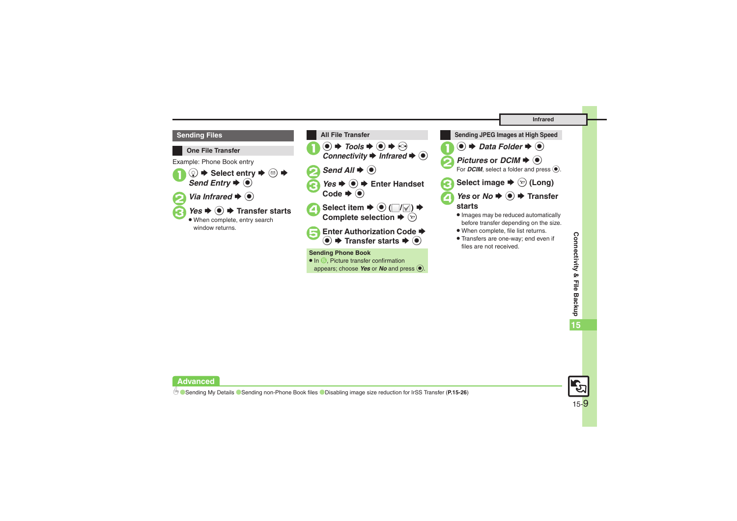## Sending Files

### One File Transfer

Example: Phone Book entry

1. ⓘ ➡ Select entry ➡ ✉ ➡ *Send Entry* ➡ ●
2. *Via Infrared* ➡ ●
3. *Yes* ➡ ● ➡ Transfer starts
   - When complete, entry search window returns.

### All File Transfer

1. ● ➡ *Tools* ➡ ● ➡ ⊙ *Connectivity* ➡ *Infrared* ➡ ●
2. *Send All* ➡ ●
3. *Yes* ➡ ● ➡ Enter Handset Code ➡ ●
4. Select item ➡ ● (☐/☑) ➡ Complete selection ➡ ⓨ
5. Enter Authorization Code ➡ ● ➡ Transfer starts ➡ ●

**Sending Phone Book**
- In 5, Picture transfer confirmation appears; choose *Yes* or *No* and press ●.

### Sending JPEG Images at High Speed

1. ● ➡ *Data Folder* ➡ ●
2. *Pictures* or *DCIM* ➡ ●
   For *DCIM*, select a folder and press ●.
3. Select image ➡ ⓨ (Long)
4. *Yes* or *No* ➡ ● ➡ Transfer starts
   - Images may be reduced automatically before transfer depending on the size.
   - When complete, file list returns.
   - Transfers are one-way; end even if files are not received.

**Advanced**

Sending My Details ● Sending non-Phone Book files ● Disabling image size reduction for IrSS Transfer (**P.15-26**)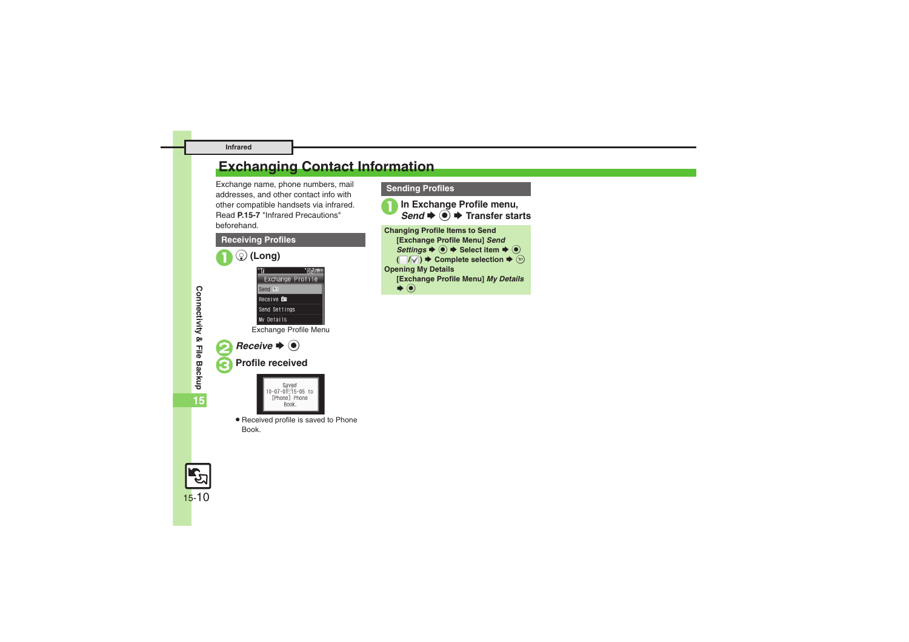# Exchanging Contact Information

Exchange name, phone numbers, mail addresses, and other contact info with other compatible handsets via infrared. Read **P.15-7** "Infrared Precautions" beforehand.

## Receiving Profiles

**1** (Long)

Exchange Profile Menu

**2** ***Receive*** ➡ ●

**3** **Profile received**

- Received profile is saved to Phone Book.

## Sending Profiles

**1** **In Exchange Profile menu,** ***Send*** ➡ ● ➡ **Transfer starts**

**Changing Profile Items to Send**

[Exchange Profile Menu] ***Send Settings*** ➡ ● ➡ Select item ➡ ● (☐/☑) ➡ Complete selection ➡

**Opening My Details**

[Exchange Profile Menu] ***My Details*** ➡ ●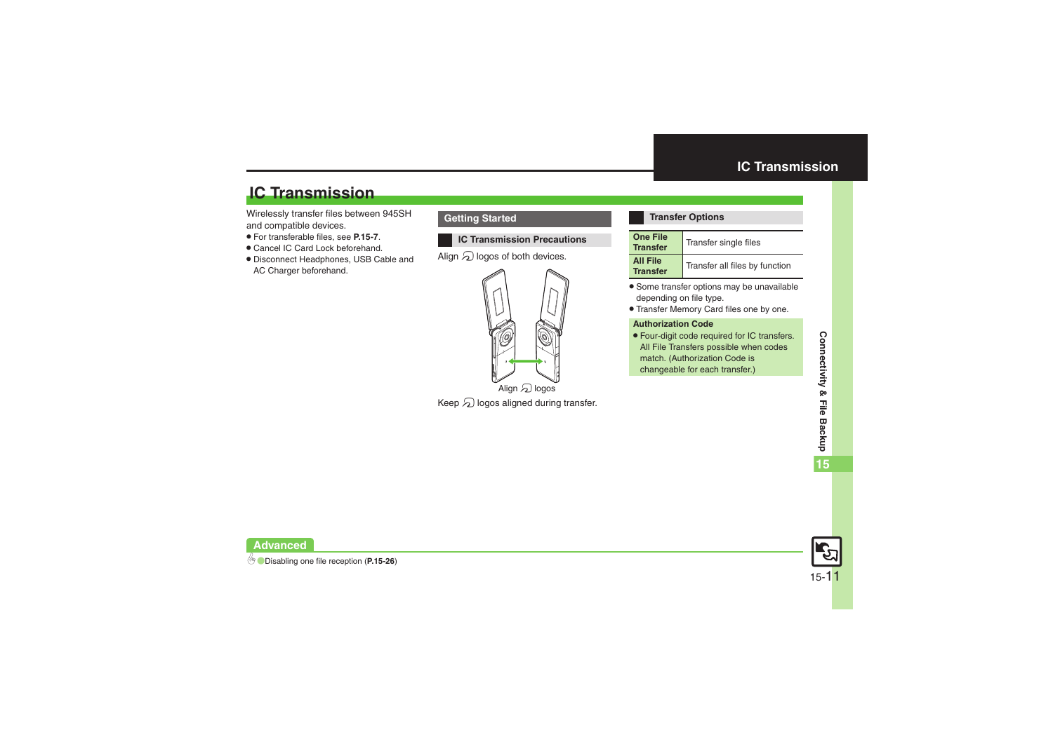# IC Transmission

Wirelessly transfer files between 945SH and compatible devices.

- For transferable files, see **P.15-7**.
- Cancel IC Card Lock beforehand.
- Disconnect Headphones, USB Cable and AC Charger beforehand.

## Getting Started

### IC Transmission Precautions

Align logos of both devices.

Align logos

Keep logos aligned during transfer.

### Transfer Options

| | |
|---|---|
| **One File Transfer** | Transfer single files |
| **All File Transfer** | Transfer all files by function |

- Some transfer options may be unavailable depending on file type.
- Transfer Memory Card files one by one.

**Authorization Code**

- Four-digit code required for IC transfers. All File Transfers possible when codes match. (Authorization Code is changeable for each transfer.)

**Advanced**

Disabling one file reception (**P.15-26**)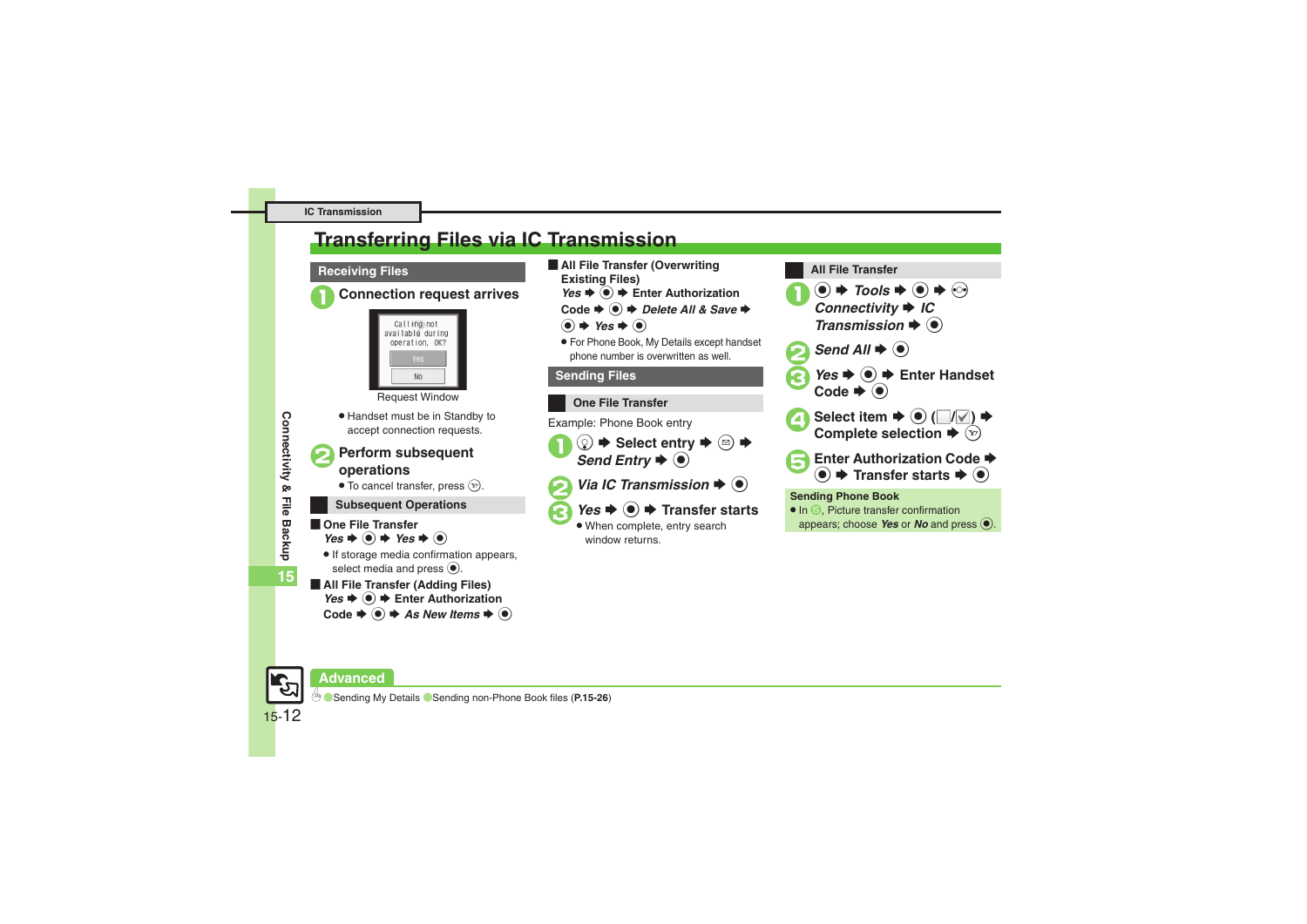# Transferring Files via IC Transmission

## Receiving Files

**1 Connection request arrives**

Calling not available during operation. OK?
Yes
No

Request Window

- Handset must be in Standby to accept connection requests.

**2 Perform subsequent operations**

- To cancel transfer, press ⓨ.

### Subsequent Operations

**One File Transfer**

*Yes* ➡ ● ➡ *Yes* ➡ ●

- If storage media confirmation appears, select media and press ●.

**All File Transfer (Adding Files)**

*Yes* ➡ ● ➡ Enter Authorization Code ➡ ● ➡ *As New Items* ➡ ●

**All File Transfer (Overwriting Existing Files)**

*Yes* ➡ ● ➡ Enter Authorization Code ➡ ● ➡ *Delete All & Save* ➡ ● ➡ *Yes* ➡ ●

- For Phone Book, My Details except handset phone number is overwritten as well.

## Sending Files

### One File Transfer

Example: Phone Book entry

**1** ⓛ ➡ Select entry ➡ ✉ ➡ *Send Entry* ➡ ●

**2** *Via IC Transmission* ➡ ●

**3** *Yes* ➡ ● ➡ Transfer starts

- When complete, entry search window returns.

### All File Transfer

**1** ● ➡ *Tools* ➡ ● ➡ ⊙ *Connectivity* ➡ *IC Transmission* ➡ ●

**2** *Send All* ➡ ●

**3** *Yes* ➡ ● ➡ Enter Handset Code ➡ ●

**4** Select item ➡ ● (☐/☑) ➡ Complete selection ➡ ⓨ

**5** Enter Authorization Code ➡ ● ➡ Transfer starts ➡ ●

**Sending Phone Book**

- In 5, Picture transfer confirmation appears; choose *Yes* or *No* and press ●.

## Advanced

Sending My Details ● Sending non-Phone Book files (**P.15-26**)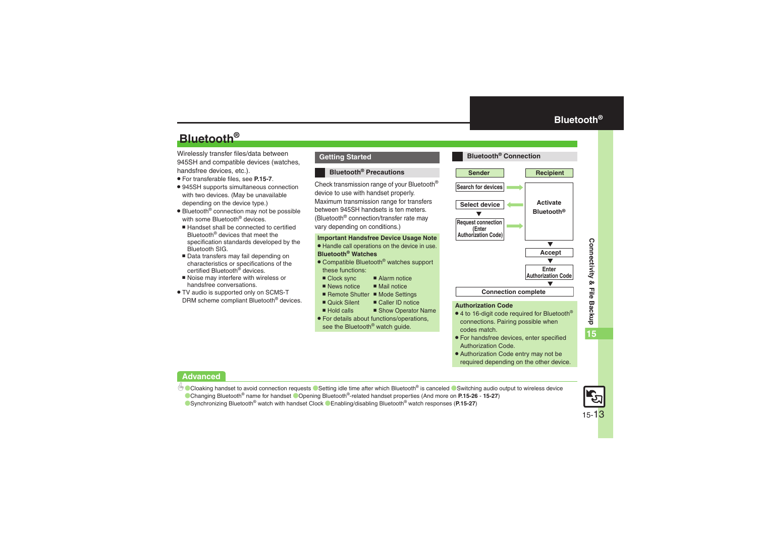# Bluetooth®

Wirelessly transfer files/data between 945SH and compatible devices (watches, handsfree devices, etc.).

- For transferable files, see **P.15-7**.
- 945SH supports simultaneous connection with two devices. (May be unavailable depending on the device type.)
- Bluetooth® connection may not be possible with some Bluetooth® devices.
  - Handset shall be connected to certified Bluetooth® devices that meet the specification standards developed by the Bluetooth SIG.
  - Data transfers may fail depending on characteristics or specifications of the certified Bluetooth® devices.
  - Noise may interfere with wireless or handsfree conversations.
- TV audio is supported only on SCMS-T DRM scheme compliant Bluetooth® devices.

## Getting Started

### Bluetooth® Precautions

Check transmission range of your Bluetooth® device to use with handset properly.
Maximum transmission range for transfers between 945SH handsets is ten meters. (Bluetooth® connection/transfer rate may vary depending on conditions.)

**Important Handsfree Device Usage Note**

- Handle call operations on the device in use.

**Bluetooth® Watches**

- Compatible Bluetooth® watches support these functions:
  - Clock sync
  - Alarm notice
  - News notice
  - Mail notice
  - Remote Shutter
  - Mode Settings
  - Quick Silent
  - Caller ID notice
  - Hold calls
  - Show Operator Name
- For details about functions/operations, see the Bluetooth® watch guide.

### Bluetooth® Connection

| Sender | | Recipient |
|---|---|---|
| Search for devices | → | Activate Bluetooth® |
| Select device | ← | |
| ▼ | | |
| Request connection (Enter Authorization Code) | → | |
| | | ▼ |
| | | Accept |
| | | ▼ |
| | | Enter Authorization Code |
| | | ▼ |
| Connection complete | | |

**Authorization Code**

- 4 to 16-digit code required for Bluetooth® connections. Pairing possible when codes match.
- For handsfree devices, enter specified Authorization Code.
- Authorization Code entry may not be required depending on the other device.

**Advanced**

- Cloaking handset to avoid connection requests
- Setting idle time after which Bluetooth® is canceled
- Switching audio output to wireless device
- Changing Bluetooth® name for handset
- Opening Bluetooth®-related handset properties (And more on **P.15-26** - **15-27**)
- Synchronizing Bluetooth® watch with handset Clock
- Enabling/disabling Bluetooth® watch responses (**P.15-27**)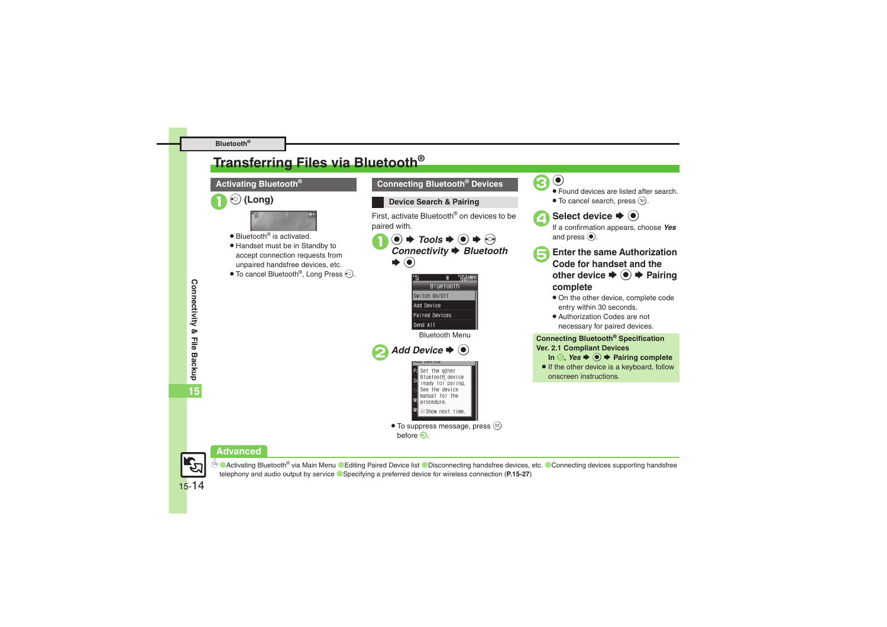# Transferring Files via Bluetooth®

## Activating Bluetooth®

**1** (Long)

- Bluetooth® is activated.
- Handset must be in Standby to accept connection requests from unpaired handsfree devices, etc.
- To cancel Bluetooth®, Long Press .

## Connecting Bluetooth® Devices

### Device Search & Pairing

First, activate Bluetooth® on devices to be paired with.

**1** ● ➡ *Tools* ➡ ● ➡ ➡ *Connectivity* ➡ *Bluetooth* ➡ ●

Bluetooth Menu

**2** *Add Device* ➡ ●

- To suppress message, press before **3**.

**3** ●

- Found devices are listed after search.
- To cancel search, press .

**4** **Select device ➡ ●**

If a confirmation appears, choose *Yes* and press ●.

**5** **Enter the same Authorization Code for handset and the other device ➡ ● ➡ Pairing complete**

- On the other device, complete code entry within 30 seconds.
- Authorization Codes are not necessary for paired devices.

**Connecting Bluetooth® Specification Ver. 2.1 Compliant Devices**

**In 5, *Yes* ➡ ● ➡ Pairing complete**

- If the other device is a keyboard, follow onscreen instructions.

## Advanced

Activating Bluetooth® via Main Menu / Editing Paired Device list / Disconnecting handsfree devices, etc. / Connecting devices supporting handsfree telephony and audio output by service / Specifying a preferred device for wireless connection (**P.15-27**)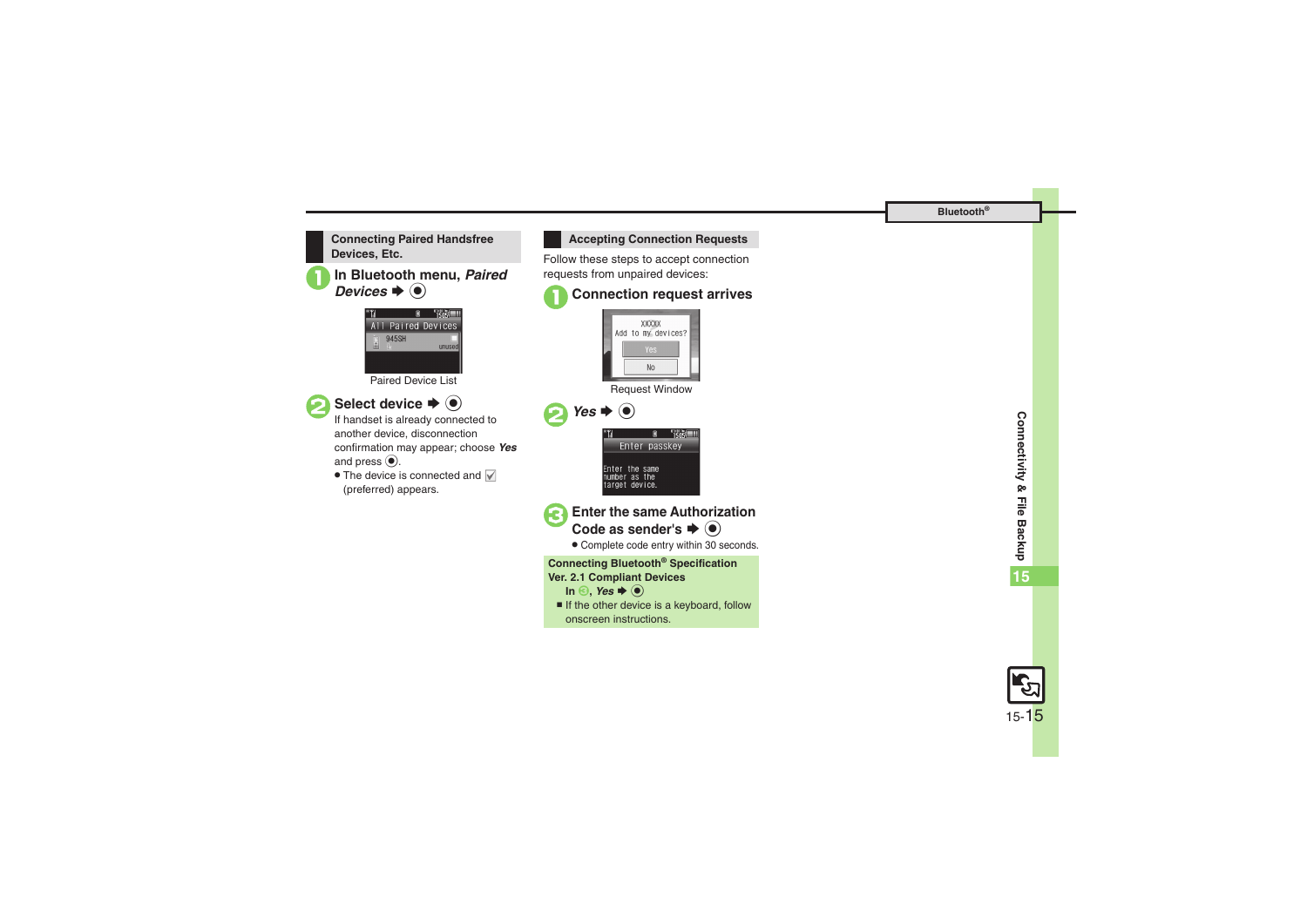## Connecting Paired Handsfree Devices, Etc.

**1** **In Bluetooth menu, *Paired Devices* ➡ ●**

Paired Device List

**2** **Select device ➡ ●**

If handset is already connected to another device, disconnection confirmation may appear; choose ***Yes*** and press ●.

- The device is connected and ☑ (preferred) appears.

## Accepting Connection Requests

Follow these steps to accept connection requests from unpaired devices:

**1** **Connection request arrives**

Request Window

**2** ***Yes*** **➡ ●**

**3** **Enter the same Authorization Code as sender's ➡ ●**

- Complete code entry within 30 seconds.

**Connecting Bluetooth® Specification Ver. 2.1 Compliant Devices**

**In ❸, *Yes* ➡ ●**

■ If the other device is a keyboard, follow onscreen instructions.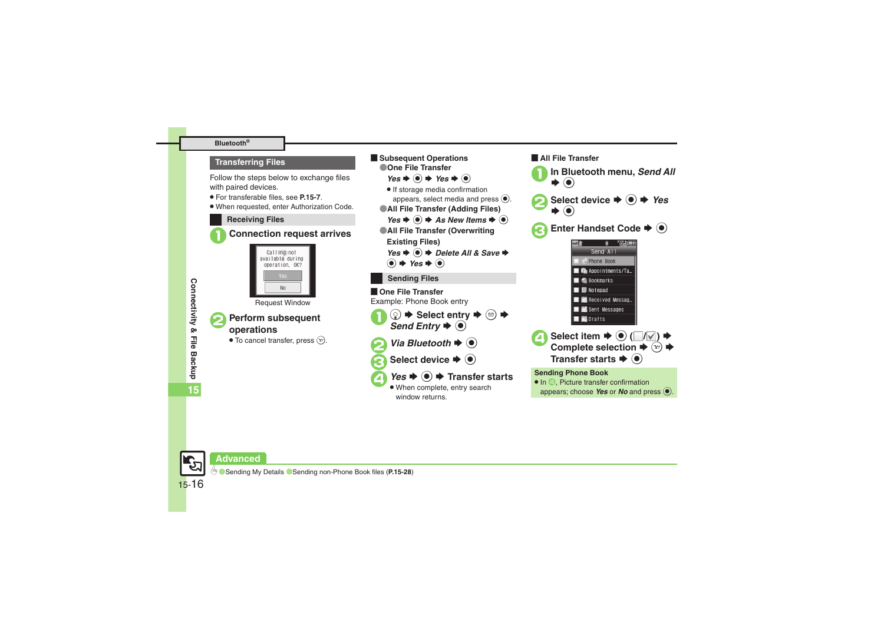## Transferring Files

Follow the steps below to exchange files with paired devices.

- For transferable files, see **P.15-7**.
- When requested, enter Authorization Code.

### Receiving Files

**1** **Connection request arrives**

Calling not available during operation. OK?
Yes
No

Request Window

**2** **Perform subsequent operations**

- To cancel transfer, press ⓨ.

#### Subsequent Operations

**One File Transfer**

*Yes* ➡ ● ➡ *Yes* ➡ ●

- If storage media confirmation appears, select media and press ●.

**All File Transfer (Adding Files)**

*Yes* ➡ ● ➡ *As New Items* ➡ ●

**All File Transfer (Overwriting Existing Files)**

*Yes* ➡ ● ➡ *Delete All & Save* ➡ ● ➡ *Yes* ➡ ●

### Sending Files

#### One File Transfer

Example: Phone Book entry

**1** ◎ ➡ **Select entry** ➡ ✉ ➡ *Send Entry* ➡ ●

**2** *Via Bluetooth* ➡ ●

**3** **Select device** ➡ ●

**4** *Yes* ➡ ● ➡ **Transfer starts**

- When complete, entry search window returns.

#### All File Transfer

**1** **In Bluetooth menu,** *Send All* ➡ ●

**2** **Select device** ➡ ● ➡ *Yes* ➡ ●

**3** **Enter Handset Code** ➡ ●

Send All
Phone Book
Appointments/Ta…
Bookmarks
Notepad
Received Messag…
Sent Messages
Drafts

**4** **Select item** ➡ ● (☐/☑) ➡ **Complete selection** ➡ ⓨ ➡ **Transfer starts** ➡ ●

**Sending Phone Book**

- In **4**, Picture transfer confirmation appears; choose *Yes* or *No* and press ●.

**Advanced**

Sending My Details  Sending non-Phone Book files (**P.15-28**)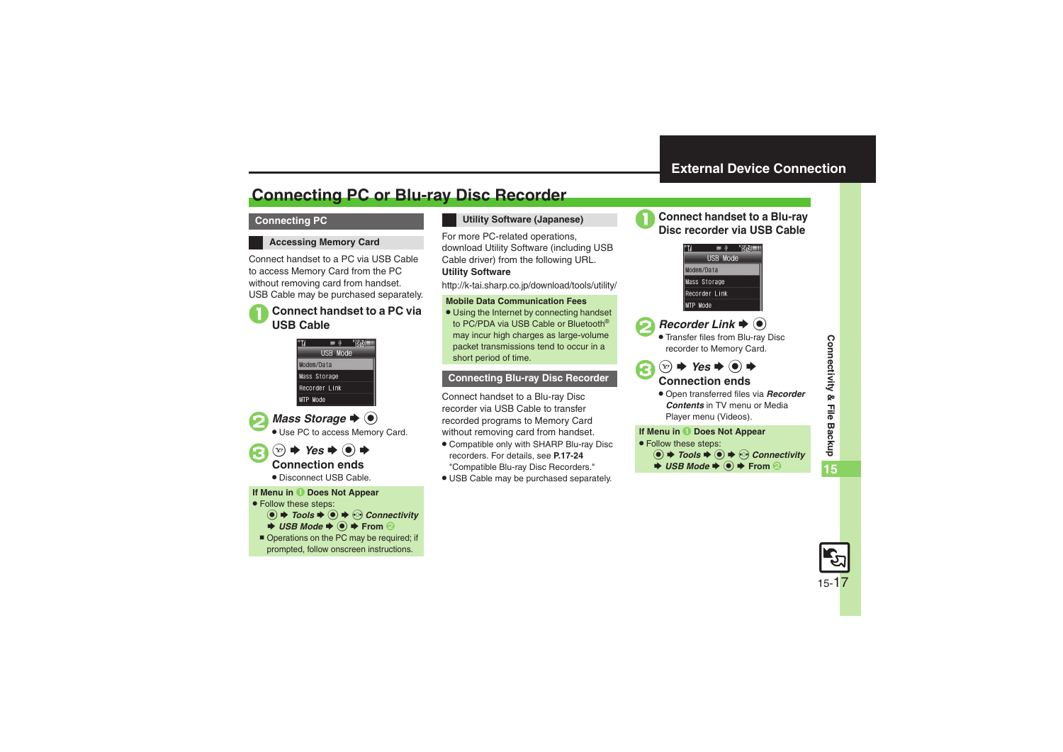# Connecting PC or Blu-ray Disc Recorder

## Connecting PC

### Accessing Memory Card

Connect handset to a PC via USB Cable to access Memory Card from the PC without removing card from handset.
USB Cable may be purchased separately.

**1** **Connect handset to a PC via USB Cable**

USB Mode
Modem/Data
Mass Storage
Recorder Link
MTP Mode

**2** ***Mass Storage*** ➡ ●

- Use PC to access Memory Card.

**3** ⓨ ➡ ***Yes*** ➡ ● ➡ **Connection ends**

- Disconnect USB Cable.

**If Menu in 1 Does Not Appear**

- Follow these steps:
  ● ➡ ***Tools*** ➡ ● ➡ ◎ ***Connectivity*** ➡ ***USB Mode*** ➡ ● ➡ **From 2**
- Operations on the PC may be required; if prompted, follow onscreen instructions.

### Utility Software (Japanese)

For more PC-related operations, download Utility Software (including USB Cable driver) from the following URL.

**Utility Software**

http://k-tai.sharp.co.jp/download/tools/utility/

**Mobile Data Communication Fees**

- Using the Internet by connecting handset to PC/PDA via USB Cable or Bluetooth® may incur high charges as large-volume packet transmissions tend to occur in a short period of time.

## Connecting Blu-ray Disc Recorder

Connect handset to a Blu-ray Disc recorder via USB Cable to transfer recorded programs to Memory Card without removing card from handset.

- Compatible only with SHARP Blu-ray Disc recorders. For details, see **P.17-24** "Compatible Blu-ray Disc Recorders."
- USB Cable may be purchased separately.

**1** **Connect handset to a Blu-ray Disc recorder via USB Cable**

USB Mode
Modem/Data
Mass Storage
Recorder Link
MTP Mode

**2** ***Recorder Link*** ➡ ●

- Transfer files from Blu-ray Disc recorder to Memory Card.

**3** ⓨ ➡ ***Yes*** ➡ ● ➡ **Connection ends**

- Open transferred files via ***Recorder Contents*** in TV menu or Media Player menu (Videos).

**If Menu in 1 Does Not Appear**

- Follow these steps:
  ● ➡ ***Tools*** ➡ ● ➡ ◎ ***Connectivity*** ➡ ***USB Mode*** ➡ ● ➡ **From 2**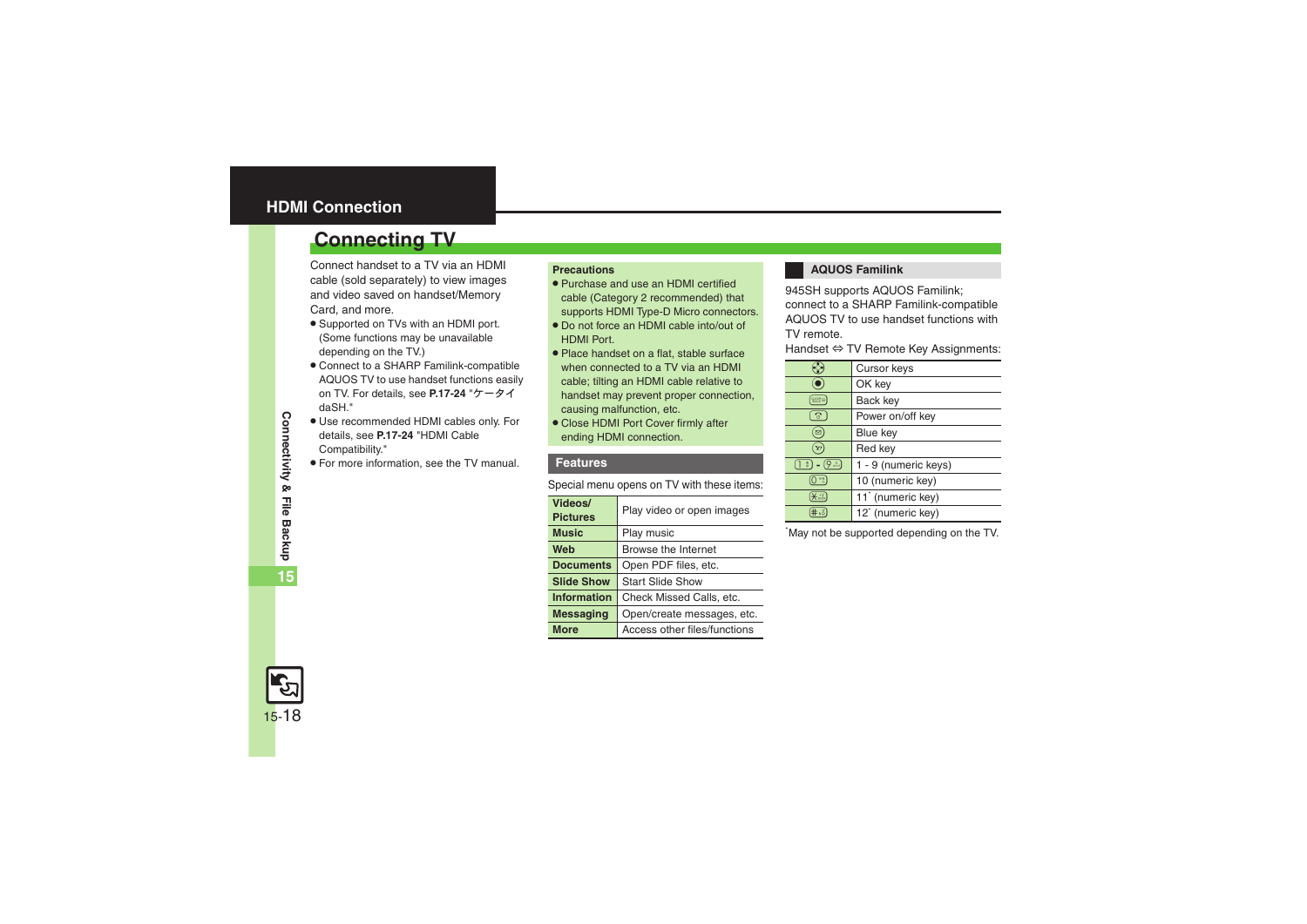## HDMI Connection

# Connecting TV

Connect handset to a TV via an HDMI cable (sold separately) to view images and video saved on handset/Memory Card, and more.

- Supported on TVs with an HDMI port. (Some functions may be unavailable depending on the TV.)
- Connect to a SHARP Familink-compatible AQUOS TV to use handset functions easily on TV. For details, see **P.17-24** "ケータイdaSH."
- Use recommended HDMI cables only. For details, see **P.17-24** "HDMI Cable Compatibility."
- For more information, see the TV manual.

**Precautions**

- Purchase and use an HDMI certified cable (Category 2 recommended) that supports HDMI Type-D Micro connectors.
- Do not force an HDMI cable into/out of HDMI Port.
- Place handset on a flat, stable surface when connected to a TV via an HDMI cable; tilting an HDMI cable relative to handset may prevent proper connection, causing malfunction, etc.
- Close HDMI Port Cover firmly after ending HDMI connection.

## Features

Special menu opens on TV with these items:

| | |
|---|---|
| **Videos/ Pictures** | Play video or open images |
| **Music** | Play music |
| **Web** | Browse the Internet |
| **Documents** | Open PDF files, etc. |
| **Slide Show** | Start Slide Show |
| **Information** | Check Missed Calls, etc. |
| **Messaging** | Open/create messages, etc. |
| **More** | Access other files/functions |

## AQUOS Familink

945SH supports AQUOS Familink; connect to a SHARP Familink-compatible AQUOS TV to use handset functions with TV remote.

Handset ⇔ TV Remote Key Assignments:

| Handset | TV Remote |
|---|---|
| Multi selector | Cursor keys |
| Center key | OK key |
| Clear/Back key | Back key |
| Power/End key | Power on/off key |
| Mail key | Blue key |
| Yahoo! key | Red key |
| 1 - 9 | 1 - 9 (numeric keys) |
| 0 | 10 (numeric key) |
| * | 11* (numeric key) |
| # | 12* (numeric key) |

*May not be supported depending on the TV.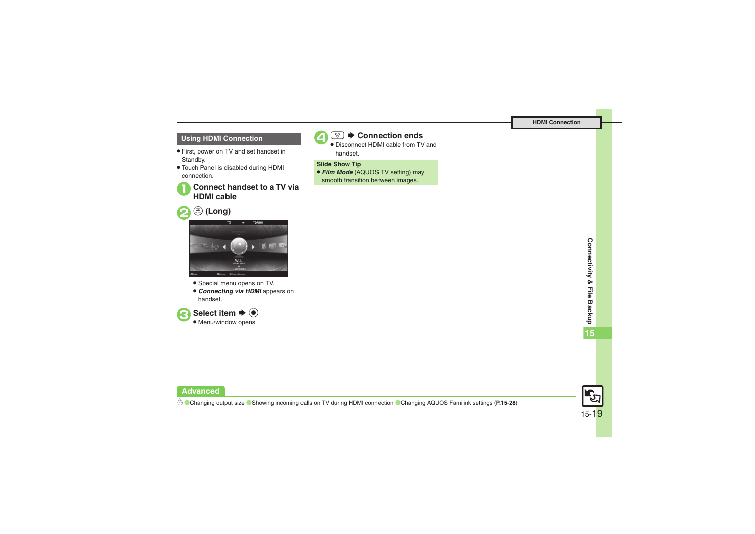## Using HDMI Connection

- First, power on TV and set handset in Standby.
- Touch Panel is disabled during HDMI connection.

**1 Connect handset to a TV via HDMI cable**

**2 (Long)**

- Special menu opens on TV.
- ***Connecting via HDMI*** appears on handset.

**3 Select item ➡ ●**

- Menu/window opens.

**4 ➡ Connection ends**

- Disconnect HDMI cable from TV and handset.

**Slide Show Tip**

- ***Film Mode*** (AQUOS TV setting) may smooth transition between images.

**Advanced**

●Changing output size ●Showing incoming calls on TV during HDMI connection ●Changing AQUOS Familink settings (**P.15-28**)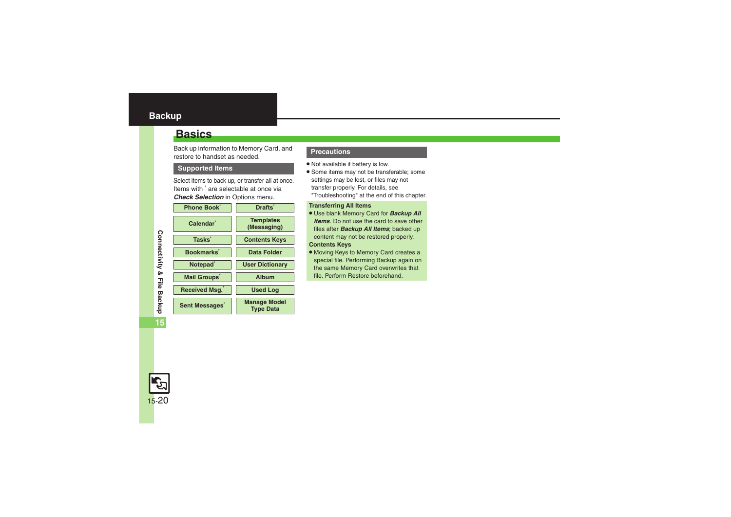# Backup

## Basics

Back up information to Memory Card, and restore to handset as needed.

### Supported Items

Select items to back up, or transfer all at once. Items with * are selectable at once via ***Check Selection*** in Options menu.

| | |
|---|---|
| Phone Book* | Drafts* |
| Calendar* | Templates (Messaging) |
| Tasks* | Contents Keys |
| Bookmarks* | Data Folder |
| Notepad* | User Dictionary |
| Mail Groups* | Album |
| Received Msg.* | Used Log |
| Sent Messages* | Manage Model Type Data |

### Precautions

- Not available if battery is low.
- Some items may not be transferable; some settings may be lost, or files may not transfer properly. For details, see "Troubleshooting" at the end of this chapter.

**Transferring All Items**

- Use blank Memory Card for ***Backup All Items***. Do not use the card to save other files after ***Backup All Items***; backed up content may not be restored properly.

**Contents Keys**

- Moving Keys to Memory Card creates a special file. Performing Backup again on the same Memory Card overwrites that file. Perform Restore beforehand.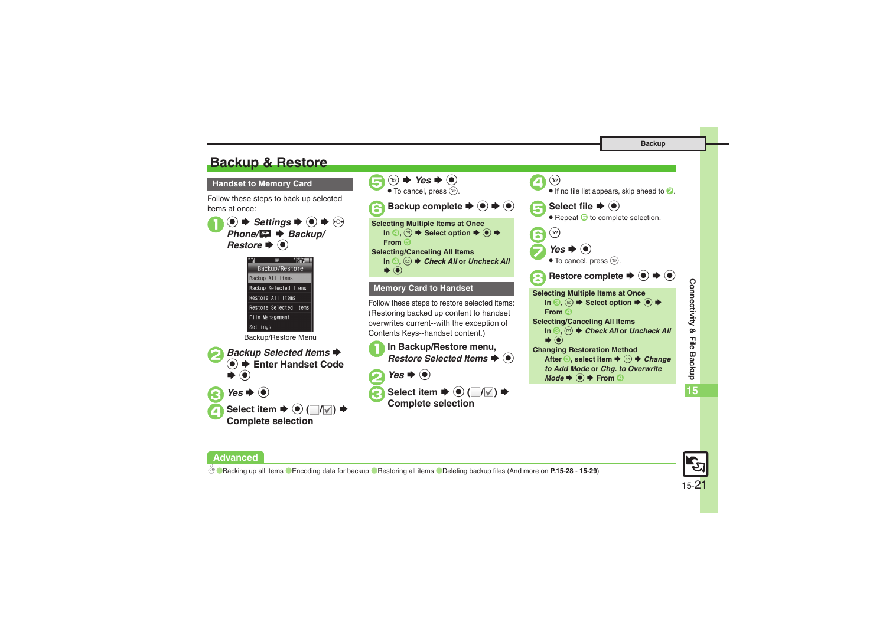# Backup & Restore

## Handset to Memory Card

Follow these steps to back up selected items at once:

1. ● ➡ *Settings* ➡ ● ➡ ⊙ *Phone/* ➡ *Backup/ Restore* ➡ ●

   Backup/Restore
   - Backup All Items
   - Backup Selected Items
   - Restore All Items
   - Restore Selected Items
   - File Management
   - Settings

   Backup/Restore Menu

2. *Backup Selected Items* ➡ ● ➡ Enter Handset Code ➡ ●
3. *Yes* ➡ ●
4. Select item ➡ ● (☐/☑) ➡ Complete selection
5. ⓨ ➡ *Yes* ➡ ●
   - To cancel, press ⓨ.
6. Backup complete ➡ ● ➡ ●

**Selecting Multiple Items at Once**
In 4, ✉ ➡ Select option ➡ ● ➡ From 5

**Selecting/Canceling All Items**
In 4, ✉ ➡ *Check All* or *Uncheck All* ➡ ●

## Memory Card to Handset

Follow these steps to restore selected items: (Restoring backed up content to handset overwrites current--with the exception of Contents Keys--handset content.)

1. In Backup/Restore menu, *Restore Selected Items* ➡ ●
2. *Yes* ➡ ●
3. Select item ➡ ● (☐/☑) ➡ Complete selection
4. ⓨ
   - If no file list appears, skip ahead to 7.
5. Select file ➡ ●
   - Repeat 5 to complete selection.
6. ⓨ
7. *Yes* ➡ ●
   - To cancel, press ⓨ.
8. Restore complete ➡ ● ➡ ●

**Selecting Multiple Items at Once**
In 3, ✉ ➡ Select option ➡ ● ➡ From 4

**Selecting/Canceling All Items**
In 3, ✉ ➡ *Check All* or *Uncheck All* ➡ ●

**Changing Restoration Method**
After 3, select item ➡ ✉ ➡ *Change to Add Mode* or *Chg. to Overwrite Mode* ➡ ● ➡ From 4

## Advanced

●Backing up all items ●Encoding data for backup ●Restoring all items ●Deleting backup files (And more on **P.15-28** - **15-29**)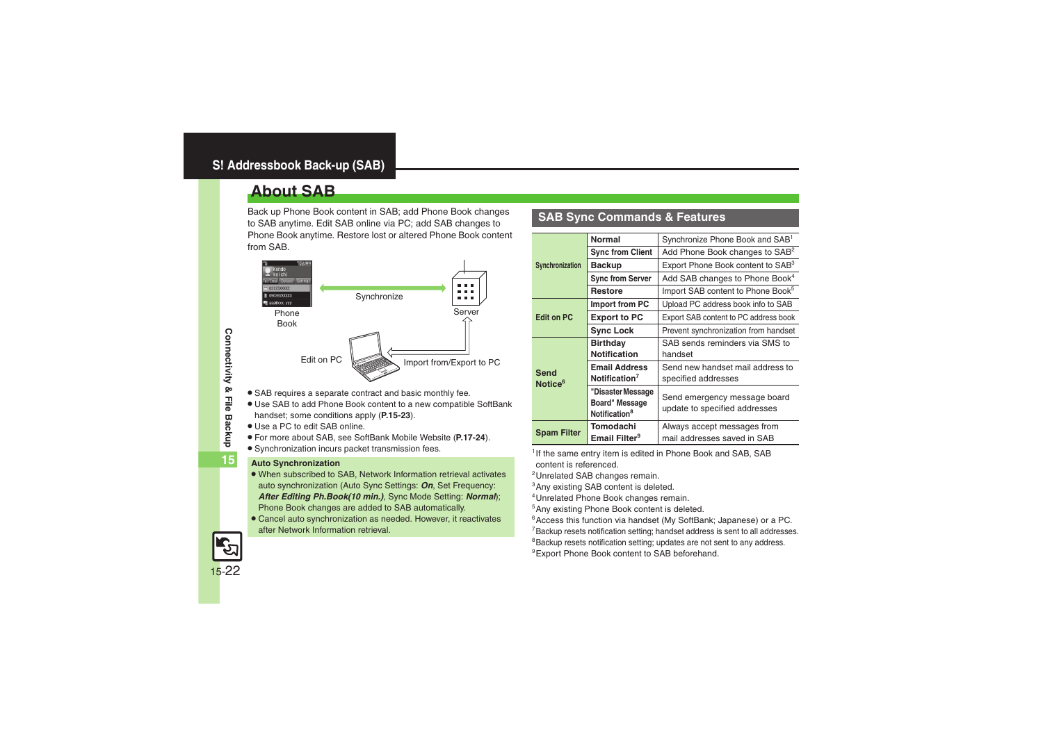# S! Addressbook Back-up (SAB)

## About SAB

Back up Phone Book content in SAB; add Phone Book changes to SAB anytime. Edit SAB online via PC; add SAB changes to Phone Book anytime. Restore lost or altered Phone Book content from SAB.

Phone Book — Synchronize — Server

Edit on PC — Import from/Export to PC

- SAB requires a separate contract and basic monthly fee.
- Use SAB to add Phone Book content to a new compatible SoftBank handset; some conditions apply (**P.15-23**).
- Use a PC to edit SAB online.
- For more about SAB, see SoftBank Mobile Website (**P.17-24**).
- Synchronization incurs packet transmission fees.

**Auto Synchronization**

- When subscribed to SAB, Network Information retrieval activates auto synchronization (Auto Sync Settings: ***On***, Set Frequency: ***After Editing Ph.Book(10 min.)***, Sync Mode Setting: ***Normal***); Phone Book changes are added to SAB automatically.
- Cancel auto synchronization as needed. However, it reactivates after Network Information retrieval.

## SAB Sync Commands & Features

| | | |
|---|---|---|
| Synchronization | **Normal** | Synchronize Phone Book and SAB[1] |
| | **Sync from Client** | Add Phone Book changes to SAB[2] |
| | **Backup** | Export Phone Book content to SAB[3] |
| | **Sync from Server** | Add SAB changes to Phone Book[4] |
| | **Restore** | Import SAB content to Phone Book[5] |
| Edit on PC | **Import from PC** | Upload PC address book info to SAB |
| | **Export to PC** | Export SAB content to PC address book |
| | **Sync Lock** | Prevent synchronization from handset |
| Send Notice[6] | **Birthday Notification** | SAB sends reminders via SMS to handset |
| | **Email Address Notification**[7] | Send new handset mail address to specified addresses |
| | **"Disaster Message Board" Message Notification**[8] | Send emergency message board update to specified addresses |
| Spam Filter | **Tomodachi Email Filter**[9] | Always accept messages from mail addresses saved in SAB |

[1] If the same entry item is edited in Phone Book and SAB, SAB content is referenced.
[2] Unrelated SAB changes remain.
[3] Any existing SAB content is deleted.
[4] Unrelated Phone Book changes remain.
[5] Any existing Phone Book content is deleted.
[6] Access this function via handset (My SoftBank; Japanese) or a PC.
[7] Backup resets notification setting; handset address is sent to all addresses.
[8] Backup resets notification setting; updates are not sent to any address.
[9] Export Phone Book content to SAB beforehand.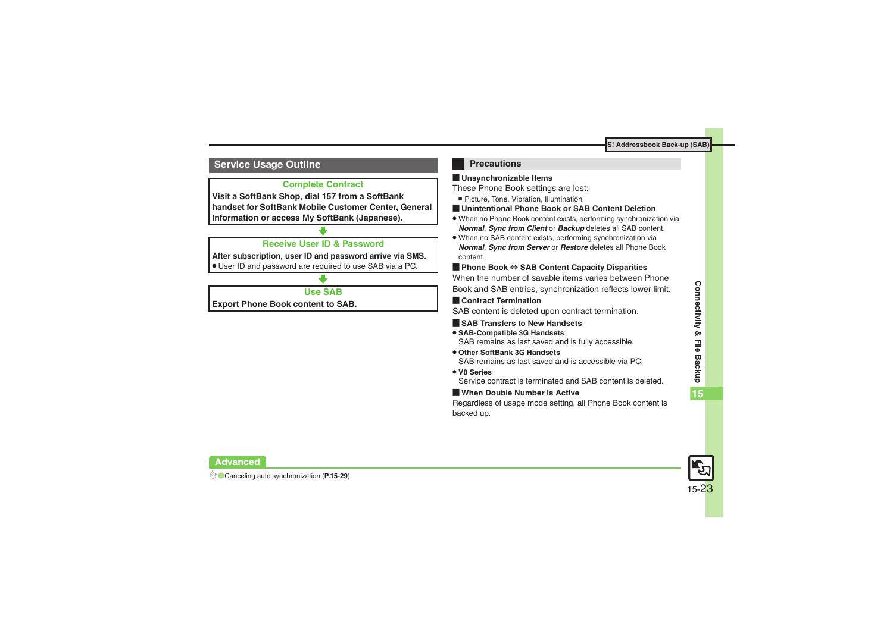## Service Usage Outline

**Complete Contract**

**Visit a SoftBank Shop, dial 157 from a SoftBank handset for SoftBank Mobile Customer Center, General Information or access My SoftBank (Japanese).**

⬇

**Receive User ID & Password**

**After subscription, user ID and password arrive via SMS.**

- User ID and password are required to use SAB via a PC.

⬇

**Use SAB**

**Export Phone Book content to SAB.**

## Precautions

### Unsynchronizable Items

These Phone Book settings are lost:

- Picture, Tone, Vibration, Illumination

### Unintentional Phone Book or SAB Content Deletion

- When no Phone Book content exists, performing synchronization via ***Normal***, ***Sync from Client*** or ***Backup*** deletes all SAB content.
- When no SAB content exists, performing synchronization via ***Normal***, ***Sync from Server*** or ***Restore*** deletes all Phone Book content.

### Phone Book ⇔ SAB Content Capacity Disparities

When the number of savable items varies between Phone Book and SAB entries, synchronization reflects lower limit.

### Contract Termination

SAB content is deleted upon contract termination.

### SAB Transfers to New Handsets

- **SAB-Compatible 3G Handsets**
  SAB remains as last saved and is fully accessible.
- **Other SoftBank 3G Handsets**
  SAB remains as last saved and is accessible via PC.
- **V8 Series**
  Service contract is terminated and SAB content is deleted.

### When Double Number is Active

Regardless of usage mode setting, all Phone Book content is backed up.

**Advanced**

- Canceling auto synchronization (**P.15-29**)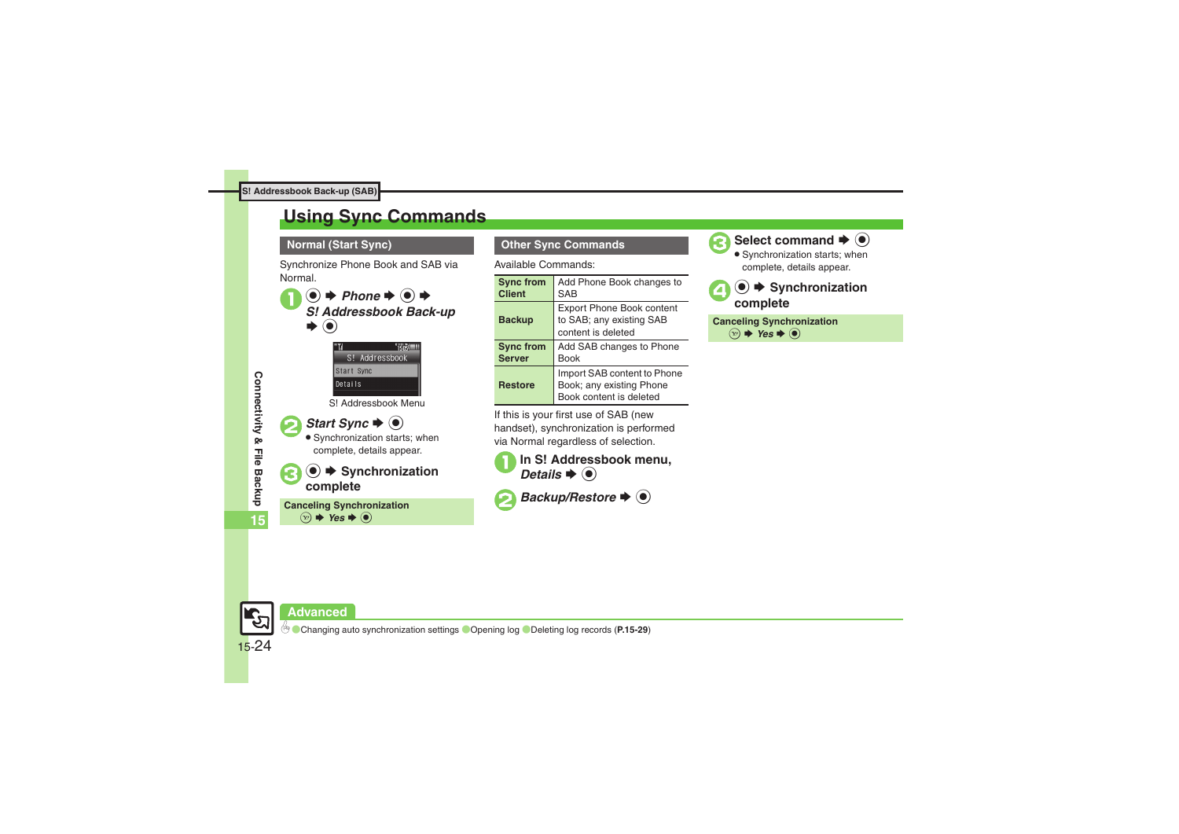S! Addressbook Back-up (SAB)

# Using Sync Commands

## Normal (Start Sync)

Synchronize Phone Book and SAB via Normal.

1. ● ➡ *Phone* ➡ ● ➡ *S! Addressbook Back-up* ➡ ●

S! Addressbook Menu

2. *Start Sync* ➡ ●
   - Synchronization starts; when complete, details appear.
3. ● ➡ Synchronization complete

**Canceling Synchronization**
➡ *Yes* ➡ ●

## Other Sync Commands

Available Commands:

| | |
|---|---|
| **Sync from Client** | Add Phone Book changes to SAB |
| **Backup** | Export Phone Book content to SAB; any existing SAB content is deleted |
| **Sync from Server** | Add SAB changes to Phone Book |
| **Restore** | Import SAB content to Phone Book; any existing Phone Book content is deleted |

If this is your first use of SAB (new handset), synchronization is performed via Normal regardless of selection.

1. In S! Addressbook menu, *Details* ➡ ●
2. *Backup/Restore* ➡ ●
3. Select command ➡ ●
   - Synchronization starts; when complete, details appear.
4. ● ➡ Synchronization complete

**Canceling Synchronization**
➡ *Yes* ➡ ●

Connectivity & File Backup

**Advanced**

● Changing auto synchronization settings ● Opening log ● Deleting log records (**P.15-29**)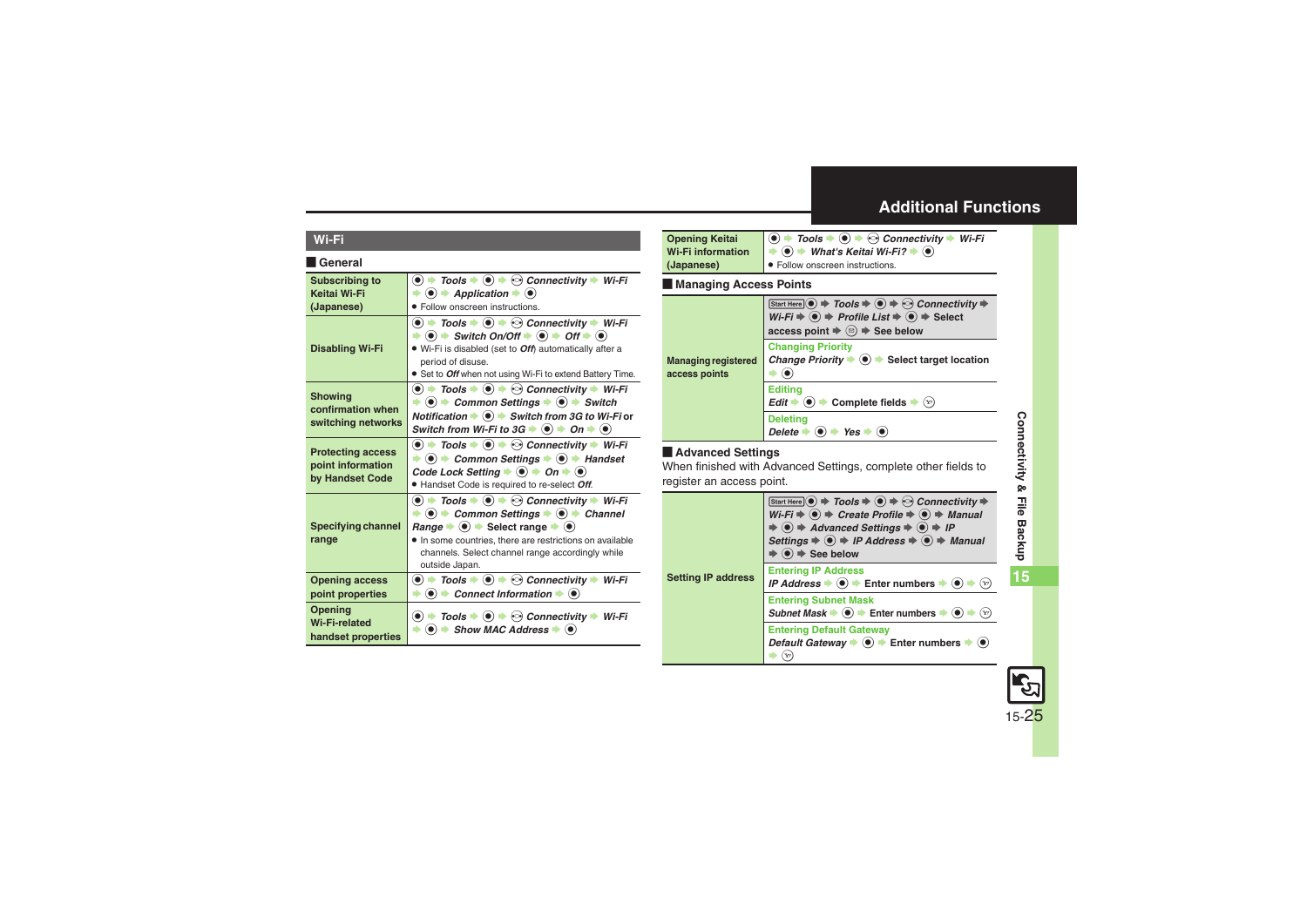## Wi-Fi

### General

| | |
|---|---|
| **Subscribing to Keitai Wi-Fi (Japanese)** | ● ➡ *Tools* ➡ ● ➡ *Connectivity* ➡ *Wi-Fi* ➡ ● ➡ *Application* ➡ ●<br>● Follow onscreen instructions. |
| **Disabling Wi-Fi** | ● ➡ *Tools* ➡ ● ➡ *Connectivity* ➡ *Wi-Fi* ➡ ● ➡ *Switch On/Off* ➡ ● ➡ *Off* ➡ ●<br>● Wi-Fi is disabled (set to *Off*) automatically after a period of disuse.<br>● Set to *Off* when not using Wi-Fi to extend Battery Time. |
| **Showing confirmation when switching networks** | ● ➡ *Tools* ➡ ● ➡ *Connectivity* ➡ *Wi-Fi* ➡ ● ➡ *Common Settings* ➡ ● ➡ *Switch Notification* ➡ ● ➡ *Switch from 3G to Wi-Fi* or *Switch from Wi-Fi to 3G* ➡ ● ➡ *On* ➡ ● |
| **Protecting access point information by Handset Code** | ● ➡ *Tools* ➡ ● ➡ *Connectivity* ➡ *Wi-Fi* ➡ ● ➡ *Common Settings* ➡ ● ➡ *Handset Code Lock Setting* ➡ ● ➡ *On* ➡ ●<br>● Handset Code is required to re-select *Off*. |
| **Specifying channel range** | ● ➡ *Tools* ➡ ● ➡ *Connectivity* ➡ *Wi-Fi* ➡ ● ➡ *Common Settings* ➡ ● ➡ *Channel Range* ➡ ● ➡ Select range ➡ ●<br>● In some countries, there are restrictions on available channels. Select channel range accordingly while outside Japan. |
| **Opening access point properties** | ● ➡ *Tools* ➡ ● ➡ *Connectivity* ➡ *Wi-Fi* ➡ ● ➡ *Connect Information* ➡ ● |
| **Opening Wi-Fi-related handset properties** | ● ➡ *Tools* ➡ ● ➡ *Connectivity* ➡ *Wi-Fi* ➡ ● ➡ *Show MAC Address* ➡ ● |
| **Opening Keitai Wi-Fi information (Japanese)** | ● ➡ *Tools* ➡ ● ➡ *Connectivity* ➡ *Wi-Fi* ➡ ● ➡ *What's Keitai Wi-Fi?* ➡ ●<br>● Follow onscreen instructions. |

### Managing Access Points

| | |
|---|---|
| **Managing registered access points** | Start Here ● ➡ *Tools* ➡ ● ➡ *Connectivity* ➡ *Wi-Fi* ➡ ● ➡ *Profile List* ➡ ● ➡ Select access point ➡ ⊟ ➡ See below |
| | **Changing Priority**<br>*Change Priority* ➡ ● ➡ Select target location ➡ ● |
| | **Editing**<br>*Edit* ➡ ● ➡ Complete fields ➡ Ⓨ |
| | **Deleting**<br>*Delete* ➡ ● ➡ *Yes* ➡ ● |

### Advanced Settings

When finished with Advanced Settings, complete other fields to register an access point.

| | |
|---|---|
| **Setting IP address** | Start Here ● ➡ *Tools* ➡ ● ➡ *Connectivity* ➡ *Wi-Fi* ➡ ● ➡ *Create Profile* ➡ ● ➡ *Manual* ➡ ● ➡ *Advanced Settings* ➡ ● ➡ *IP Settings* ➡ ● ➡ *IP Address* ➡ ● ➡ *Manual* ➡ ● ➡ See below |
| | **Entering IP Address**<br>*IP Address* ➡ ● ➡ Enter numbers ➡ ● ➡ Ⓨ |
| | **Entering Subnet Mask**<br>*Subnet Mask* ➡ ● ➡ Enter numbers ➡ ● ➡ Ⓨ |
| | **Entering Default Gateway**<br>*Default Gateway* ➡ ● ➡ Enter numbers ➡ ● ➡ Ⓨ |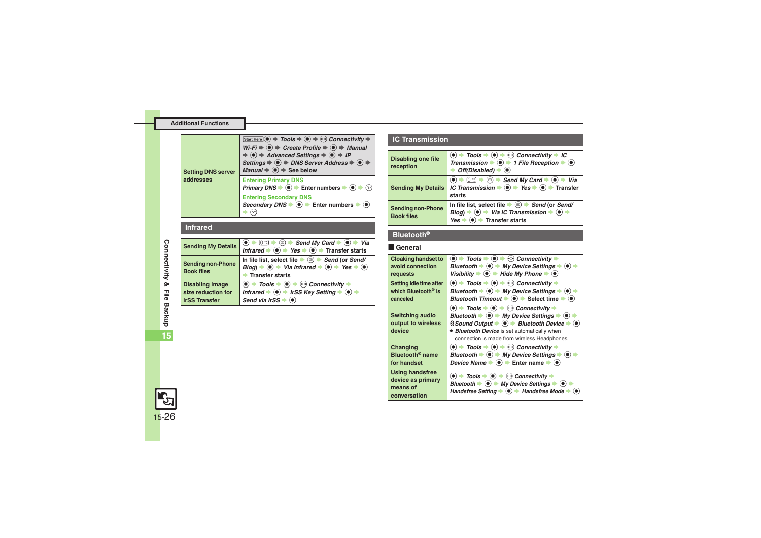## Additional Functions

| | |
|---|---|
| Setting DNS server addresses | Start Here ● ➡ *Tools* ➡ ● ➡ *Connectivity* ➡ *Wi-Fi* ➡ ● ➡ *Create Profile* ➡ ● ➡ *Manual* ➡ ● ➡ *Advanced Settings* ➡ ● ➡ *IP Settings* ➡ ● ➡ *DNS Server Address* ➡ ● ➡ *Manual* ➡ ● ➡ See below |
| | **Entering Primary DNS**<br>*Primary DNS* ➡ ● ➡ Enter numbers ➡ ● ➡ |
| | **Entering Secondary DNS**<br>*Secondary DNS* ➡ ● ➡ Enter numbers ➡ ● ➡ |

## Infrared

| | |
|---|---|
| Sending My Details | ● ➡ ➡ ➡ *Send My Card* ➡ ● ➡ *Via Infrared* ➡ ● ➡ *Yes* ➡ ● ➡ Transfer starts |
| Sending non-Phone Book files | In file list, select file ➡ ➡ *Send* (or *Send/ Blog*) ➡ ● ➡ *Via Infrared* ➡ ● ➡ *Yes* ➡ ● ➡ Transfer starts |
| Disabling image size reduction for IrSS Transfer | ● ➡ *Tools* ➡ ● ➡ *Connectivity* ➡ *Infrared* ➡ ● ➡ *IrSS Key Setting* ➡ ● ➡ *Send via IrSS* ➡ ● |

## IC Transmission

| | |
|---|---|
| Disabling one file reception | ● ➡ *Tools* ➡ ● ➡ *Connectivity* ➡ *IC Transmission* ➡ ● ➡ *1 File Reception* ➡ ● ➡ *Off(Disabled)* ➡ ● |
| Sending My Details | ● ➡ ➡ ➡ *Send My Card* ➡ ● ➡ *Via IC Transmission* ➡ ● ➡ *Yes* ➡ ● ➡ Transfer starts |
| Sending non-Phone Book files | In file list, select file ➡ ➡ *Send* (or *Send/ Blog*) ➡ ● ➡ *Via IC Transmission* ➡ ● ➡ *Yes* ➡ ● ➡ Transfer starts |

## Bluetooth®

### General

| | |
|---|---|
| Cloaking handset to avoid connection requests | ● ➡ *Tools* ➡ ● ➡ *Connectivity* ➡ *Bluetooth* ➡ ● ➡ *My Device Settings* ➡ ● ➡ *Visibility* ➡ ● ➡ *Hide My Phone* ➡ ● |
| Setting idle time after which Bluetooth® is canceled | ● ➡ *Tools* ➡ ● ➡ *Connectivity* ➡ *Bluetooth* ➡ ● ➡ *My Device Settings* ➡ ● ➡ *Bluetooth Timeout* ➡ ● ➡ Select time ➡ ● |
| Switching audio output to wireless device | ● ➡ *Tools* ➡ ● ➡ *Connectivity* ➡ *Bluetooth* ➡ ● ➡ *My Device Settings* ➡ ● ➡ *Sound Output* ➡ ● ➡ *Bluetooth Device* ➡ ●<br>• *Bluetooth Device* is set automatically when connection is made from wireless Headphones. |
| Changing Bluetooth® name for handset | ● ➡ *Tools* ➡ ● ➡ *Connectivity* ➡ *Bluetooth* ➡ ● ➡ *My Device Settings* ➡ ● ➡ *Device Name* ➡ ● ➡ Enter name ➡ ● |
| Using handsfree device as primary means of conversation | ● ➡ *Tools* ➡ ● ➡ *Connectivity* ➡ *Bluetooth* ➡ ● ➡ *My Device Settings* ➡ ● ➡ *Handsfree Setting* ➡ ● ➡ *Handsfree Mode* ➡ ● |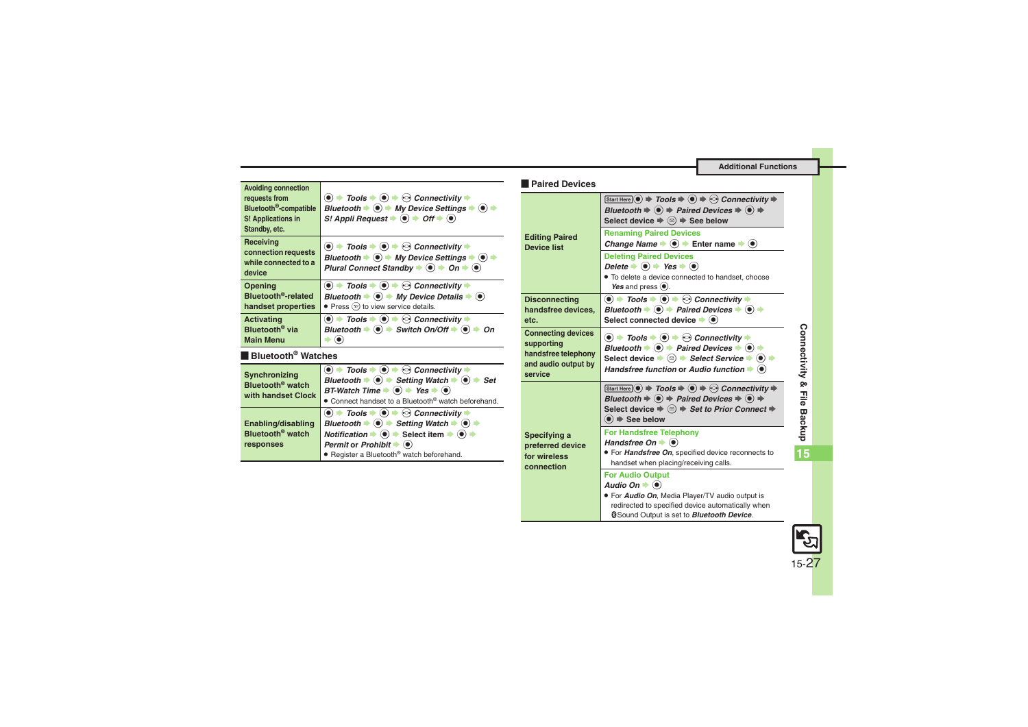| | |
|---|---|
| **Avoiding connection requests from Bluetooth®-compatible S! Applications in Standby, etc.** | ● ➡ *Tools* ➡ ● ➡ *Connectivity* ➡ *Bluetooth* ➡ ● ➡ *My Device Settings* ➡ ● ➡ *S! Appli Request* ➡ ● ➡ *Off* ➡ ● |
| **Receiving connection requests while connected to a device** | ● ➡ *Tools* ➡ ● ➡ *Connectivity* ➡ *Bluetooth* ➡ ● ➡ *My Device Settings* ➡ ● ➡ *Plural Connect Standby* ➡ ● ➡ *On* ➡ ● |
| **Opening Bluetooth®-related handset properties** | ● ➡ *Tools* ➡ ● ➡ *Connectivity* ➡ *Bluetooth* ➡ ● ➡ *My Device Details* ➡ ● <br>• Press to view service details. |
| **Activating Bluetooth® via Main Menu** | ● ➡ *Tools* ➡ ● ➡ *Connectivity* ➡ *Bluetooth* ➡ ● ➡ *Switch On/Off* ➡ ● ➡ *On* ➡ ● |

## Bluetooth® Watches

| | |
|---|---|
| **Synchronizing Bluetooth® watch with handset Clock** | ● ➡ *Tools* ➡ ● ➡ *Connectivity* ➡ *Bluetooth* ➡ ● ➡ *Setting Watch* ➡ ● ➡ *Set BT-Watch Time* ➡ ● ➡ *Yes* ➡ ● <br>• Connect handset to a Bluetooth® watch beforehand. |
| **Enabling/disabling Bluetooth® watch responses** | ● ➡ *Tools* ➡ ● ➡ *Connectivity* ➡ *Bluetooth* ➡ ● ➡ *Setting Watch* ➡ ● ➡ *Notification* ➡ ● ➡ Select item ➡ ● ➡ *Permit* or *Prohibit* ➡ ● <br>• Register a Bluetooth® watch beforehand. |

## Paired Devices

| | |
|---|---|
| **Editing Paired Device list** | Start Here ● ➡ *Tools* ➡ ● ➡ *Connectivity* ➡ *Bluetooth* ➡ ● ➡ *Paired Devices* ➡ ● ➡ Select device ➡ ➡ See below |
| | **Renaming Paired Devices**<br>*Change Name* ➡ ● ➡ Enter name ➡ ● |
| | **Deleting Paired Devices**<br>*Delete* ➡ ● ➡ *Yes* ➡ ●<br>• To delete a device connected to handset, choose *Yes* and press ●. |
| **Disconnecting handsfree devices, etc.** | ● ➡ *Tools* ➡ ● ➡ *Connectivity* ➡ *Bluetooth* ➡ ● ➡ *Paired Devices* ➡ ● ➡ Select connected device ➡ ● |
| **Connecting devices supporting handsfree telephony and audio output by service** | ● ➡ *Tools* ➡ ● ➡ *Connectivity* ➡ *Bluetooth* ➡ ● ➡ *Paired Devices* ➡ ● ➡ Select device ➡ ➡ *Select Service* ➡ ● ➡ *Handsfree function* or *Audio function* ➡ ● |
| **Specifying a preferred device for wireless connection** | Start Here ● ➡ *Tools* ➡ ● ➡ *Connectivity* ➡ *Bluetooth* ➡ ● ➡ *Paired Devices* ➡ ● ➡ Select device ➡ ➡ *Set to Prior Connect* ➡ ● ➡ See below |
| | **For Handsfree Telephony**<br>*Handsfree On* ➡ ●<br>• For *Handsfree On*, specified device reconnects to handset when placing/receiving calls. |
| | **For Audio Output**<br>*Audio On* ➡ ●<br>• For *Audio On*, Media Player/TV audio output is redirected to specified device automatically when Sound Output is set to *Bluetooth Device*. |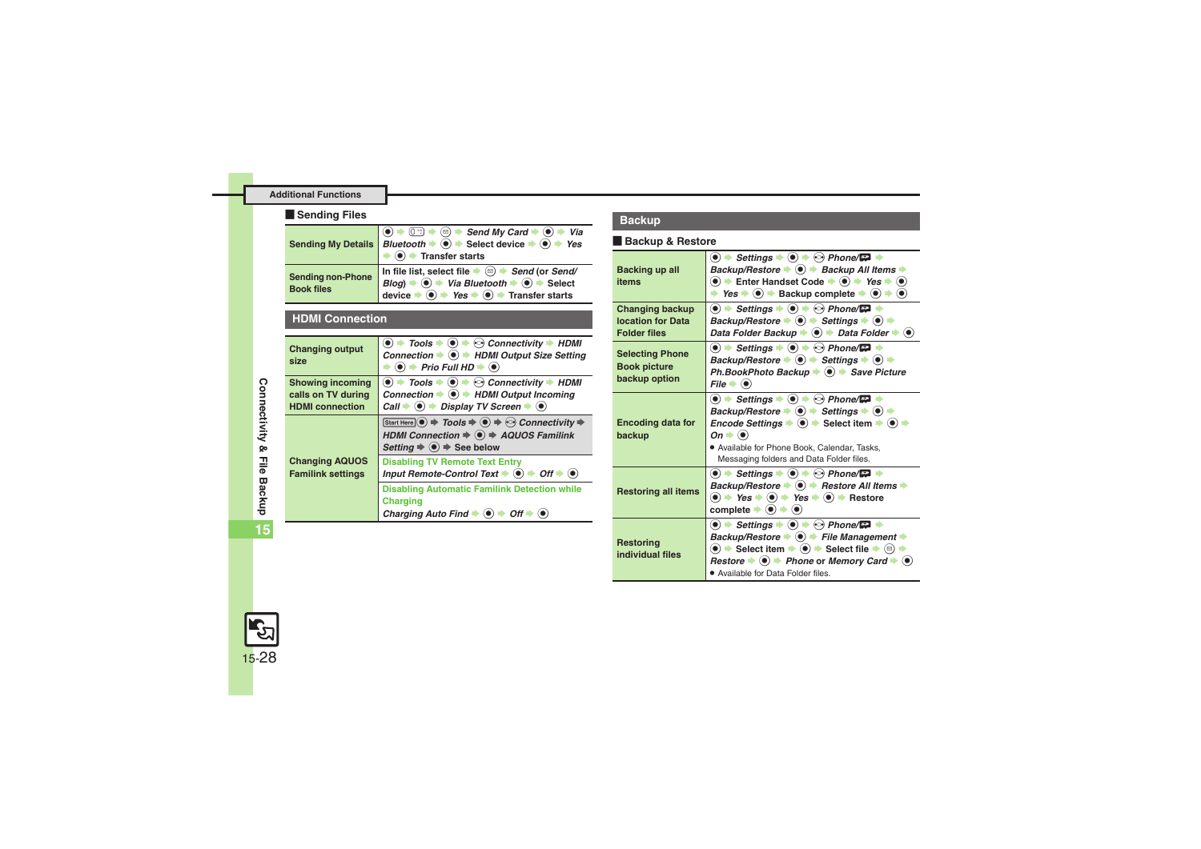## Sending Files

| | |
|---|---|
| Sending My Details | ● ➡ ▢ ➡ ✉ ➡ *Send My Card* ➡ ● ➡ *Via Bluetooth* ➡ ● ➡ Select device ➡ ● ➡ *Yes* ➡ ● ➡ Transfer starts |
| Sending non-Phone Book files | In file list, select file ➡ ✉ ➡ *Send* (or *Send/Blog*) ➡ ● ➡ *Via Bluetooth* ➡ ● ➡ Select device ➡ ● ➡ *Yes* ➡ ● ➡ Transfer starts |

## HDMI Connection

| | |
|---|---|
| Changing output size | ● ➡ *Tools* ➡ ● ➡ ⊙ *Connectivity* ➡ *HDMI Connection* ➡ ● ➡ *HDMI Output Size Setting* ➡ ● ➡ *Prio Full HD* ➡ ● |
| Showing incoming calls on TV during HDMI connection | ● ➡ *Tools* ➡ ● ➡ ⊙ *Connectivity* ➡ *HDMI Connection* ➡ ● ➡ *HDMI Output Incoming Call* ➡ ● ➡ *Display TV Screen* ➡ ● |
| Changing AQUOS Familink settings | Start Here ● ➡ *Tools* ➡ ● ➡ ⊙ *Connectivity* ➡ *HDMI Connection* ➡ ● ➡ *AQUOS Familink Setting* ➡ ● ➡ See below |
| | Disabling TV Remote Text Entry<br>*Input Remote-Control Text* ➡ ● ➡ *Off* ➡ ● |
| | Disabling Automatic Familink Detection while Charging<br>*Charging Auto Find* ➡ ● ➡ *Off* ➡ ● |

## Backup

### Backup & Restore

| | |
|---|---|
| Backing up all items | ● ➡ *Settings* ➡ ● ➡ ⊙ *Phone/* ➡ *Backup/Restore* ➡ ● ➡ *Backup All Items* ➡ ● ➡ Enter Handset Code ➡ ● ➡ *Yes* ➡ ● ➡ *Yes* ➡ ● ➡ Backup complete ➡ ● ➡ ● |
| Changing backup location for Data Folder files | ● ➡ *Settings* ➡ ● ➡ ⊙ *Phone/* ➡ *Backup/Restore* ➡ ● ➡ *Settings* ➡ ● ➡ *Data Folder Backup* ➡ ● ➡ *Data Folder* ➡ ● |
| Selecting Phone Book picture backup option | ● ➡ *Settings* ➡ ● ➡ ⊙ *Phone/* ➡ *Backup/Restore* ➡ ● ➡ *Settings* ➡ ● ➡ *Ph.BookPhoto Backup* ➡ ● ➡ *Save Picture File* ➡ ● |
| Encoding data for backup | ● ➡ *Settings* ➡ ● ➡ ⊙ *Phone/* ➡ *Backup/Restore* ➡ ● ➡ *Settings* ➡ ● ➡ *Encode Settings* ➡ ● ➡ Select item ➡ ● ➡ *On* ➡ ●<br>• Available for Phone Book, Calendar, Tasks, Messaging folders and Data Folder files. |
| Restoring all items | ● ➡ *Settings* ➡ ● ➡ ⊙ *Phone/* ➡ *Backup/Restore* ➡ ● ➡ *Restore All Items* ➡ ● ➡ *Yes* ➡ ● ➡ *Yes* ➡ ● ➡ Restore complete ➡ ● ➡ ● |
| Restoring individual files | ● ➡ *Settings* ➡ ● ➡ ⊙ *Phone/* ➡ *Backup/Restore* ➡ ● ➡ *File Management* ➡ ● ➡ Select item ➡ ● ➡ Select file ➡ ✉ ➡ *Restore* ➡ ● ➡ *Phone* or *Memory Card* ➡ ●<br>• Available for Data Folder files. |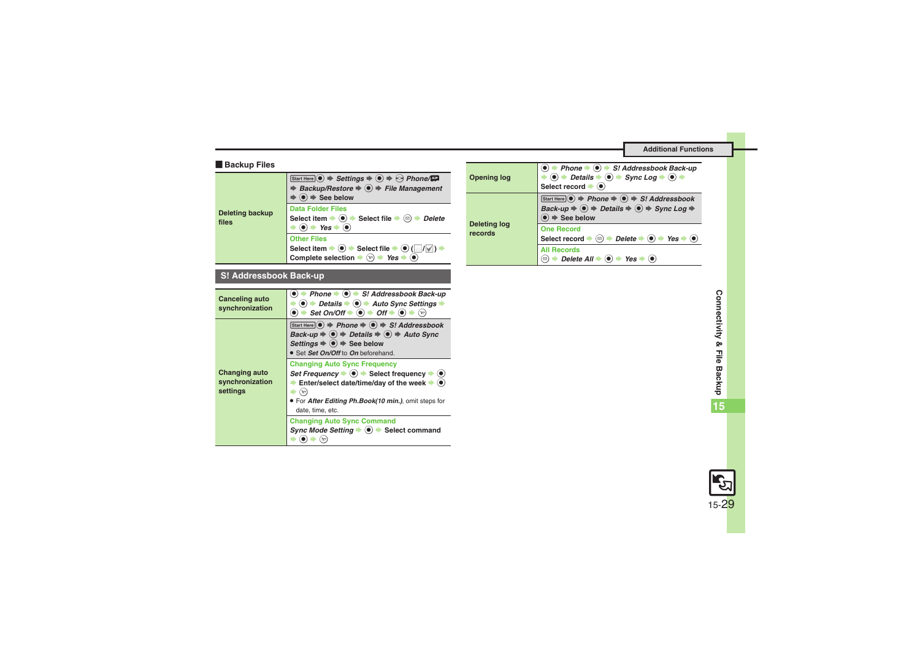## Backup Files

| | |
|---|---|
| Deleting backup files | Start Here ● ➡ *Settings* ➡ ● ➡ Phone/ ➡ *Backup/Restore* ➡ ● ➡ *File Management* ➡ ● ➡ See below |
| | **Data Folder Files**<br>Select item ➡ ● ➡ Select file ➡ ✉ ➡ *Delete* ➡ ● ➡ *Yes* ➡ ● |
| | **Other Files**<br>Select item ➡ ● ➡ Select file ➡ ● (☐/☑) ➡ Complete selection ➡ ✆ ➡ *Yes* ➡ ● |

## S! Addressbook Back-up

| | |
|---|---|
| Canceling auto synchronization | ● ➡ *Phone* ➡ ● ➡ *S! Addressbook Back-up* ➡ ● ➡ *Details* ➡ ● ➡ *Auto Sync Settings* ➡ ● ➡ *Set On/Off* ➡ ● ➡ *Off* ➡ ● ➡ ✆ |
| Changing auto synchronization settings | Start Here ● ➡ *Phone* ➡ ● ➡ *S! Addressbook Back-up* ➡ ● ➡ *Details* ➡ ● ➡ *Auto Sync Settings* ➡ ● ➡ See below<br>• Set *Set On/Off* to *On* beforehand. |
| | **Changing Auto Sync Frequency**<br>*Set Frequency* ➡ ● ➡ Select frequency ➡ ● ➡ Enter/select date/time/day of the week ➡ ● ➡ ✆<br>• For *After Editing Ph.Book(10 min.)*, omit steps for date, time, etc. |
| | **Changing Auto Sync Command**<br>*Sync Mode Setting* ➡ ● ➡ Select command ➡ ● ➡ ✆ |
| Opening log | ● ➡ *Phone* ➡ ● ➡ *S! Addressbook Back-up* ➡ ● ➡ *Details* ➡ ● ➡ *Sync Log* ➡ ● ➡ Select record ➡ ● |
| Deleting log records | Start Here ● ➡ *Phone* ➡ ● ➡ *S! Addressbook Back-up* ➡ ● ➡ *Details* ➡ ● ➡ *Sync Log* ➡ ● ➡ See below |
| | **One Record**<br>Select record ➡ ✉ ➡ *Delete* ➡ ● ➡ *Yes* ➡ ● |
| | **All Records**<br>✉ ➡ *Delete All* ➡ ● ➡ *Yes* ➡ ● |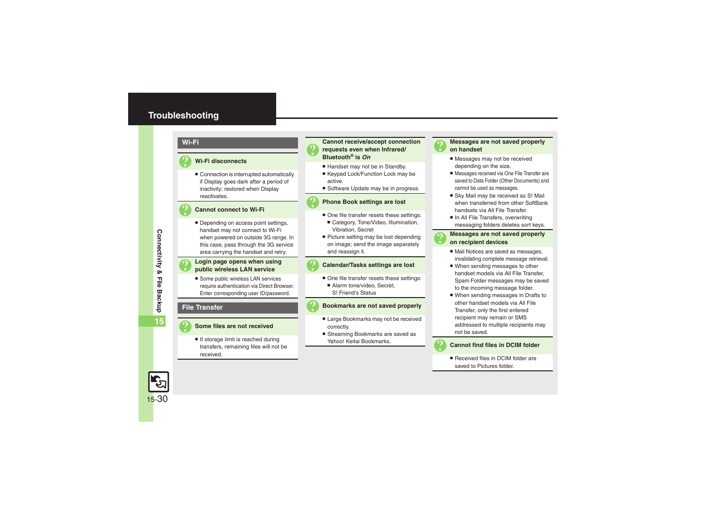# Troubleshooting

## Wi-Fi

### Wi-Fi disconnects

- Connection is interrupted automatically if Display goes dark after a period of inactivity; restored when Display reactivates.

### Cannot connect to Wi-Fi

- Depending on access point settings, handset may not connect to Wi-Fi when powered on outside 3G range. In this case, pass through the 3G service area carrying the handset and retry.

### Login page opens when using public wireless LAN service

- Some public wireless LAN services require authentication via Direct Browser. Enter corresponding user ID/password.

## File Transfer

### Some files are not received

- If storage limit is reached during transfers, remaining files will not be received.

### Cannot receive/accept connection requests even when Infrared/ Bluetooth® is *On*

- Handset may not be in Standby.
- Keypad Lock/Function Lock may be active.
- Software Update may be in progress.

### Phone Book settings are lost

- One file transfer resets these settings:
  - Category, Tone/Video, Illumination, Vibration, Secret
- Picture setting may be lost depending on image; send the image separately and reassign it.

### Calendar/Tasks settings are lost

- One file transfer resets these settings:
  - Alarm tone/video, Secret, S! Friend's Status

### Bookmarks are not saved properly

- Large Bookmarks may not be received correctly.
- Streaming Bookmarks are saved as Yahoo! Keitai Bookmarks.

### Messages are not saved properly on handset

- Messages may not be received depending on the size.
- Messages received via One File Transfer are saved to Data Folder (Other Documents) and cannot be used as messages.
- Sky Mail may be received as S! Mail when transferred from other SoftBank handsets via All File Transfer.
- In All File Transfers, overwriting messaging folders deletes sort keys.

### Messages are not saved properly on recipient devices

- Mail Notices are saved as messages, invalidating complete message retrieval.
- When sending messages to other handset models via All File Transfer, Spam Folder messages may be saved to the incoming message folder.
- When sending messages in Drafts to other handset models via All File Transfer, only the first entered recipient may remain or SMS addressed to multiple recipients may not be saved.

### Cannot find files in DCIM folder

- Received files in DCIM folder are saved to Pictures folder.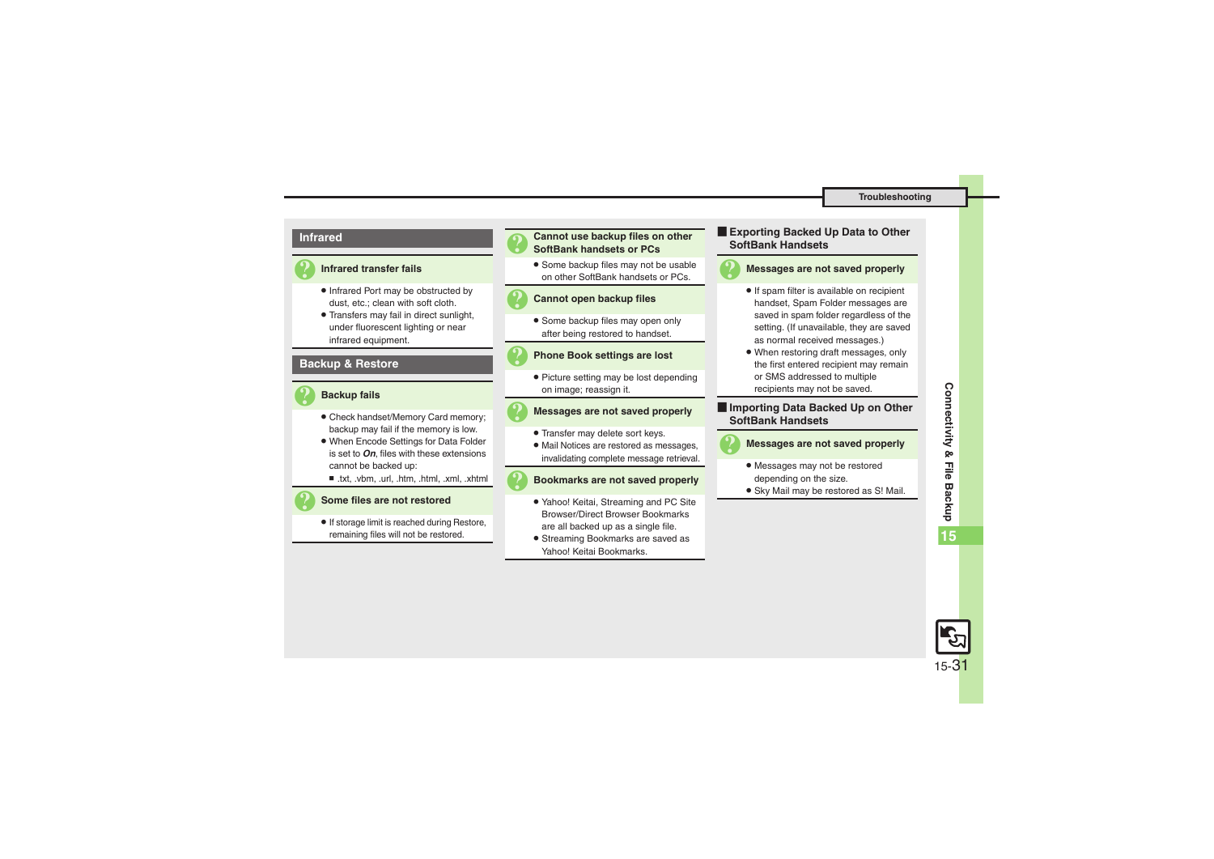## Infrared

### Infrared transfer fails

- Infrared Port may be obstructed by dust, etc.; clean with soft cloth.
- Transfers may fail in direct sunlight, under fluorescent lighting or near infrared equipment.

## Backup & Restore

### Backup fails

- Check handset/Memory Card memory; backup may fail if the memory is low.
- When Encode Settings for Data Folder is set to ***On***, files with these extensions cannot be backed up:
  - .txt, .vbm, .url, .htm, .html, .xml, .xhtml

### Some files are not restored

- If storage limit is reached during Restore, remaining files will not be restored.

### Cannot use backup files on other SoftBank handsets or PCs

- Some backup files may not be usable on other SoftBank handsets or PCs.

### Cannot open backup files

- Some backup files may open only after being restored to handset.

### Phone Book settings are lost

- Picture setting may be lost depending on image; reassign it.

### Messages are not saved properly

- Transfer may delete sort keys.
- Mail Notices are restored as messages, invalidating complete message retrieval.

### Bookmarks are not saved properly

- Yahoo! Keitai, Streaming and PC Site Browser/Direct Browser Bookmarks are all backed up as a single file.
- Streaming Bookmarks are saved as Yahoo! Keitai Bookmarks.

## Exporting Backed Up Data to Other SoftBank Handsets

### Messages are not saved properly

- If spam filter is available on recipient handset, Spam Folder messages are saved in spam folder regardless of the setting. (If unavailable, they are saved as normal received messages.)
- When restoring draft messages, only the first entered recipient may remain or SMS addressed to multiple recipients may not be saved.

## Importing Data Backed Up on Other SoftBank Handsets

### Messages are not saved properly

- Messages may not be restored depending on the size.
- Sky Mail may be restored as S! Mail.